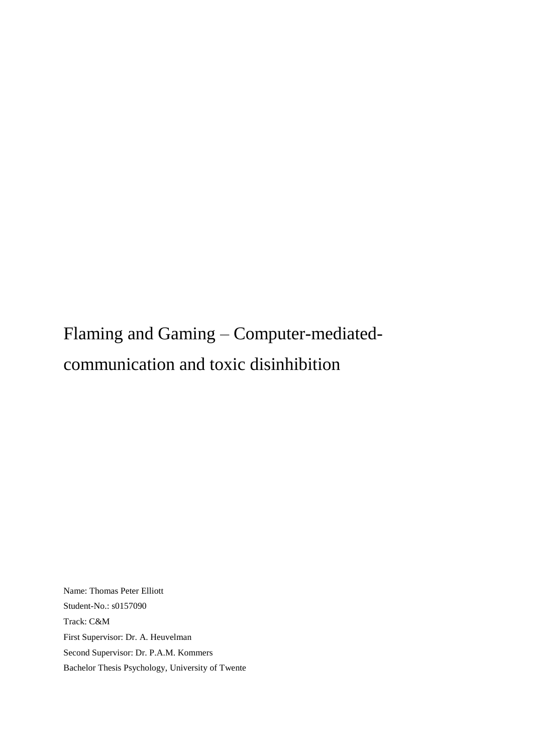# Flaming and Gaming – Computer-mediated-communication and toxic disinhibition

Name: Thomas Peter Elliott

Student-No.: s0157090

Track: C&M

First Supervisor: Dr. A. Heuvelman

Second Supervisor: Dr. P.A.M. Kommers

Bachelor Thesis Psychology, University of Twente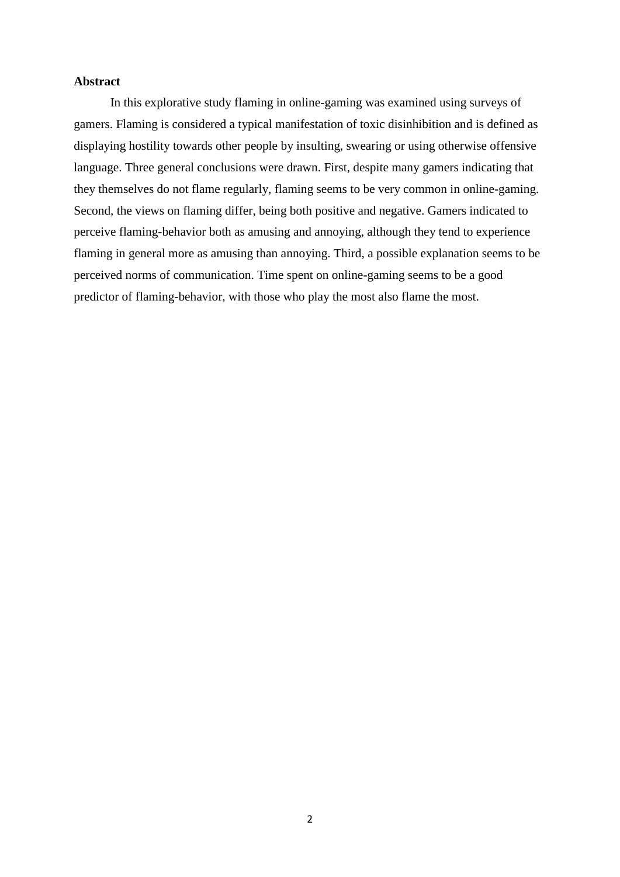**Abstract**

In this explorative study flaming in online-gaming was examined using surveys of gamers. Flaming is considered a typical manifestation of toxic disinhibition and is defined as displaying hostility towards other people by insulting, swearing or using otherwise offensive language. Three general conclusions were drawn. First, despite many gamers indicating that they themselves do not flame regularly, flaming seems to be very common in online-gaming. Second, the views on flaming differ, being both positive and negative. Gamers indicated to perceive flaming-behavior both as amusing and annoying, although they tend to experience flaming in general more as amusing than annoying. Third, a possible explanation seems to be perceived norms of communication. Time spent on online-gaming seems to be a good predictor of flaming-behavior, with those who play the most also flame the most.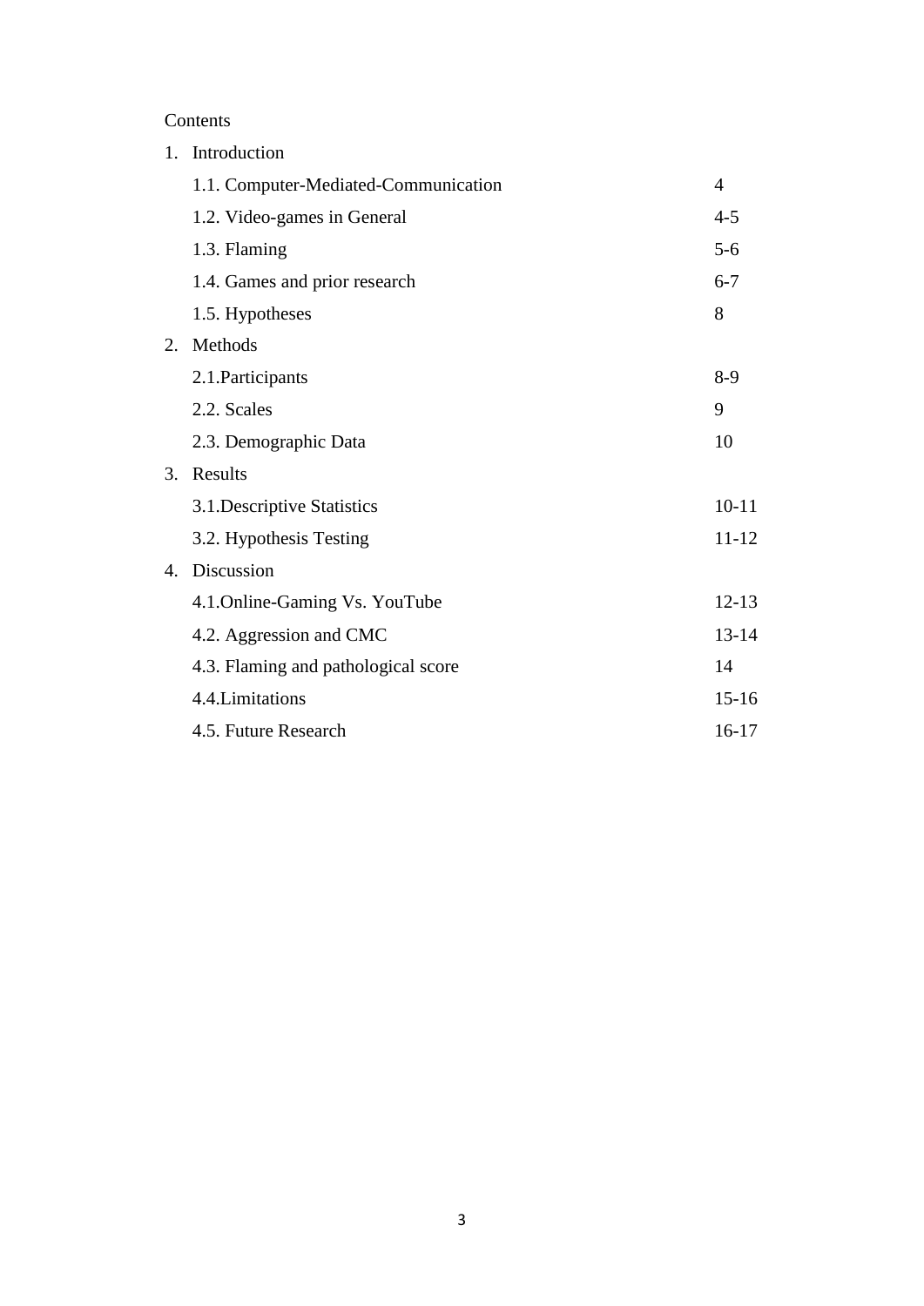Contents

1. Introduction

| | |
|---|---|
| 1.1. Computer-Mediated-Communication | 4 |
| 1.2. Video-games in General | 4-5 |
| 1.3. Flaming | 5-6 |
| 1.4. Games and prior research | 6-7 |
| 1.5. Hypotheses | 8 |

2. Methods

| | |
|---|---|
| 2.1.Participants | 8-9 |
| 2.2. Scales | 9 |
| 2.3. Demographic Data | 10 |

3. Results

| | |
|---|---|
| 3.1.Descriptive Statistics | 10-11 |
| 3.2. Hypothesis Testing | 11-12 |

4. Discussion

| | |
|---|---|
| 4.1.Online-Gaming Vs. YouTube | 12-13 |
| 4.2. Aggression and CMC | 13-14 |
| 4.3. Flaming and pathological score | 14 |
| 4.4.Limitations | 15-16 |
| 4.5. Future Research | 16-17 |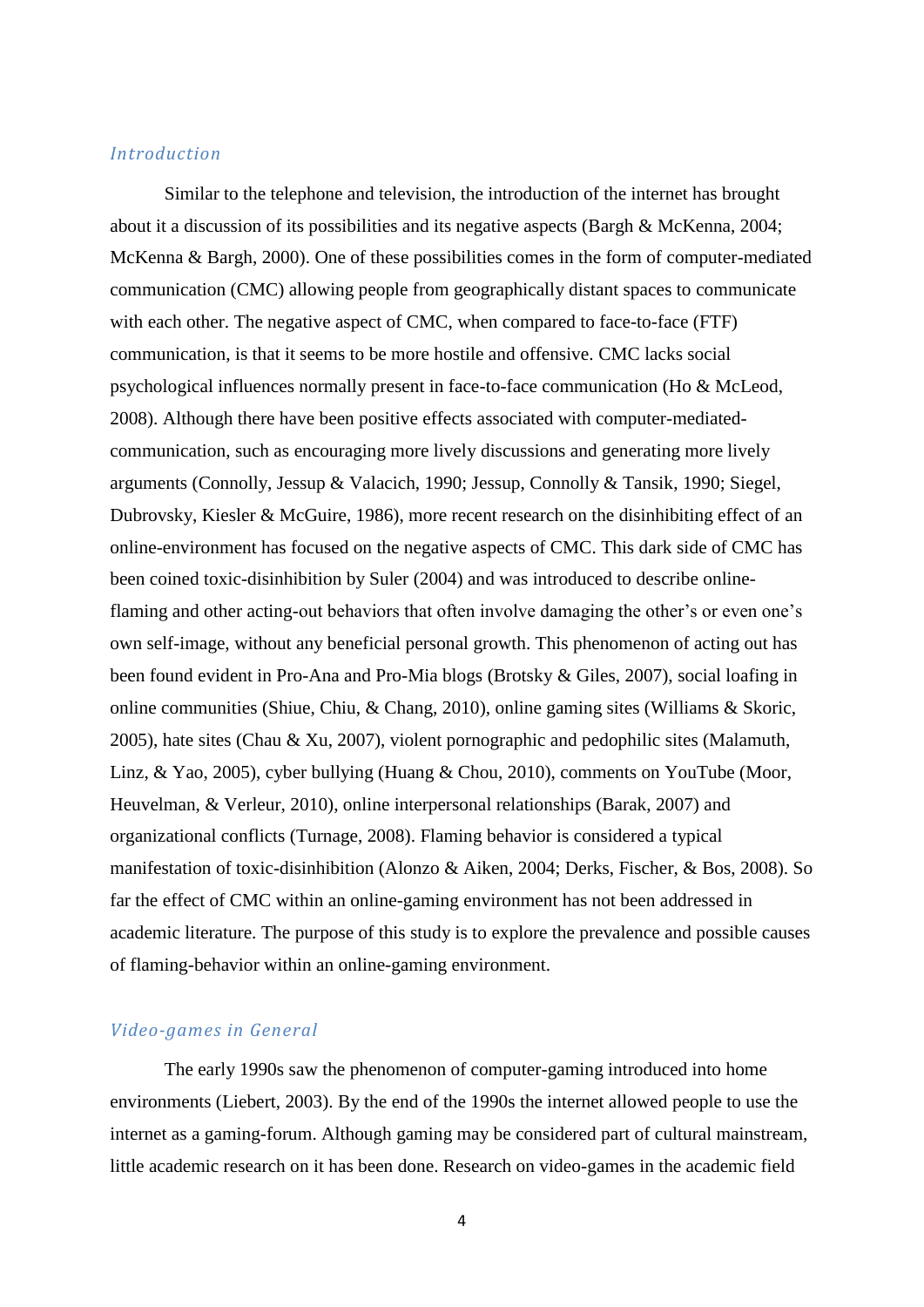## *Introduction*

Similar to the telephone and television, the introduction of the internet has brought about it a discussion of its possibilities and its negative aspects (Bargh & McKenna, 2004; McKenna & Bargh, 2000). One of these possibilities comes in the form of computer-mediated communication (CMC) allowing people from geographically distant spaces to communicate with each other. The negative aspect of CMC, when compared to face-to-face (FTF) communication, is that it seems to be more hostile and offensive. CMC lacks social psychological influences normally present in face-to-face communication (Ho & McLeod, 2008). Although there have been positive effects associated with computer-mediated-communication, such as encouraging more lively discussions and generating more lively arguments (Connolly, Jessup & Valacich, 1990; Jessup, Connolly & Tansik, 1990; Siegel, Dubrovsky, Kiesler & McGuire, 1986), more recent research on the disinhibiting effect of an online-environment has focused on the negative aspects of CMC. This dark side of CMC has been coined toxic-disinhibition by Suler (2004) and was introduced to describe online-flaming and other acting-out behaviors that often involve damaging the other's or even one's own self-image, without any beneficial personal growth. This phenomenon of acting out has been found evident in Pro-Ana and Pro-Mia blogs (Brotsky & Giles, 2007), social loafing in online communities (Shiue, Chiu, & Chang, 2010), online gaming sites (Williams & Skoric, 2005), hate sites (Chau & Xu, 2007), violent pornographic and pedophilic sites (Malamuth, Linz, & Yao, 2005), cyber bullying (Huang & Chou, 2010), comments on YouTube (Moor, Heuvelman, & Verleur, 2010), online interpersonal relationships (Barak, 2007) and organizational conflicts (Turnage, 2008). Flaming behavior is considered a typical manifestation of toxic-disinhibition (Alonzo & Aiken, 2004; Derks, Fischer, & Bos, 2008). So far the effect of CMC within an online-gaming environment has not been addressed in academic literature. The purpose of this study is to explore the prevalence and possible causes of flaming-behavior within an online-gaming environment.

## *Video-games in General*

The early 1990s saw the phenomenon of computer-gaming introduced into home environments (Liebert, 2003). By the end of the 1990s the internet allowed people to use the internet as a gaming-forum. Although gaming may be considered part of cultural mainstream, little academic research on it has been done. Research on video-games in the academic field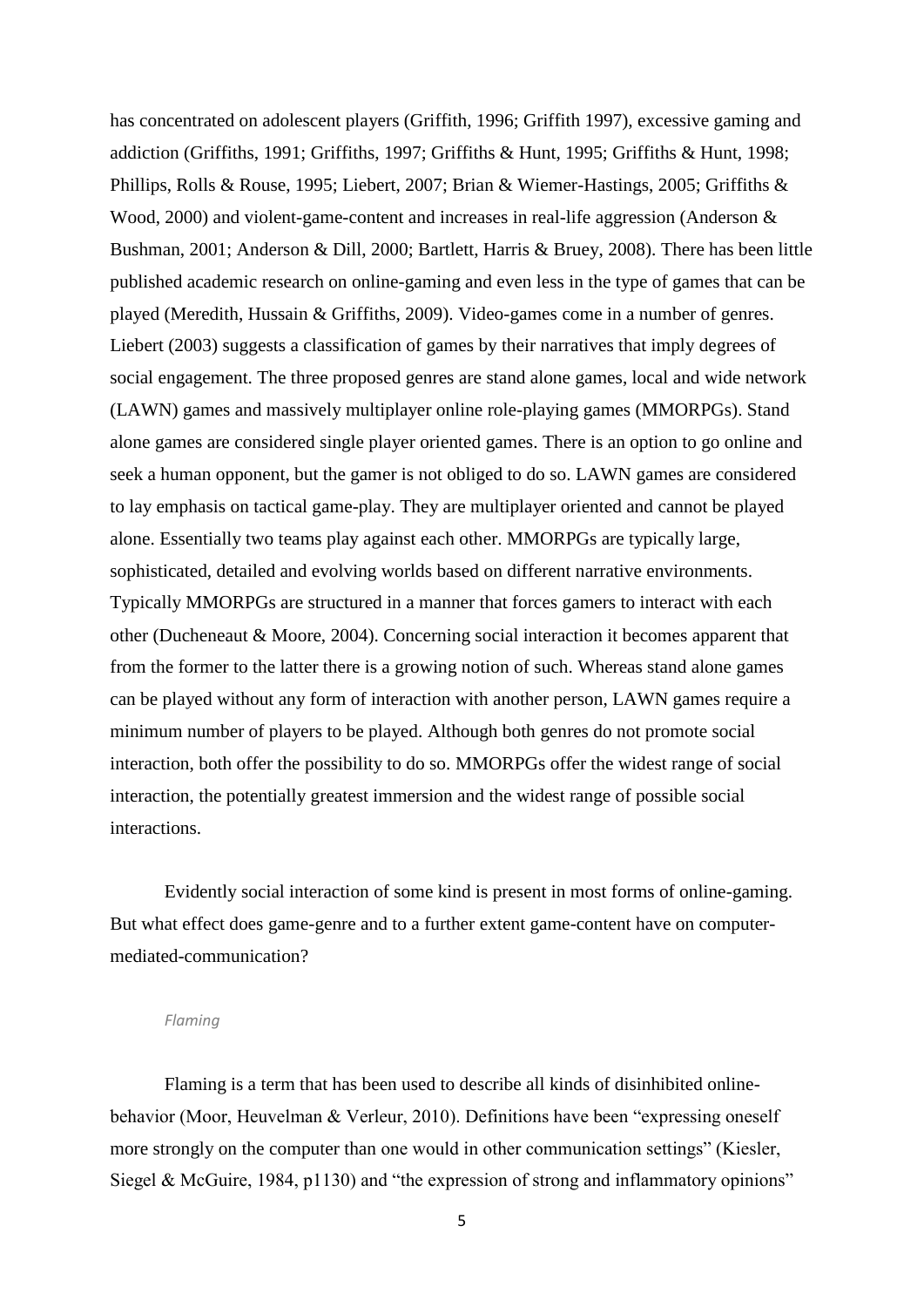has concentrated on adolescent players (Griffith, 1996; Griffith 1997), excessive gaming and addiction (Griffiths, 1991; Griffiths, 1997; Griffiths & Hunt, 1995; Griffiths & Hunt, 1998; Phillips, Rolls & Rouse, 1995; Liebert, 2007; Brian & Wiemer-Hastings, 2005; Griffiths & Wood, 2000) and violent-game-content and increases in real-life aggression (Anderson & Bushman, 2001; Anderson & Dill, 2000; Bartlett, Harris & Bruey, 2008). There has been little published academic research on online-gaming and even less in the type of games that can be played (Meredith, Hussain & Griffiths, 2009). Video-games come in a number of genres. Liebert (2003) suggests a classification of games by their narratives that imply degrees of social engagement. The three proposed genres are stand alone games, local and wide network (LAWN) games and massively multiplayer online role-playing games (MMORPGs). Stand alone games are considered single player oriented games. There is an option to go online and seek a human opponent, but the gamer is not obliged to do so. LAWN games are considered to lay emphasis on tactical game-play. They are multiplayer oriented and cannot be played alone. Essentially two teams play against each other. MMORPGs are typically large, sophisticated, detailed and evolving worlds based on different narrative environments. Typically MMORPGs are structured in a manner that forces gamers to interact with each other (Ducheneaut & Moore, 2004). Concerning social interaction it becomes apparent that from the former to the latter there is a growing notion of such. Whereas stand alone games can be played without any form of interaction with another person, LAWN games require a minimum number of players to be played. Although both genres do not promote social interaction, both offer the possibility to do so. MMORPGs offer the widest range of social interaction, the potentially greatest immersion and the widest range of possible social interactions.

Evidently social interaction of some kind is present in most forms of online-gaming. But what effect does game-genre and to a further extent game-content have on computer-mediated-communication?

### *Flaming*

Flaming is a term that has been used to describe all kinds of disinhibited online-behavior (Moor, Heuvelman & Verleur, 2010). Definitions have been "expressing oneself more strongly on the computer than one would in other communication settings" (Kiesler, Siegel & McGuire, 1984, p1130) and "the expression of strong and inflammatory opinions"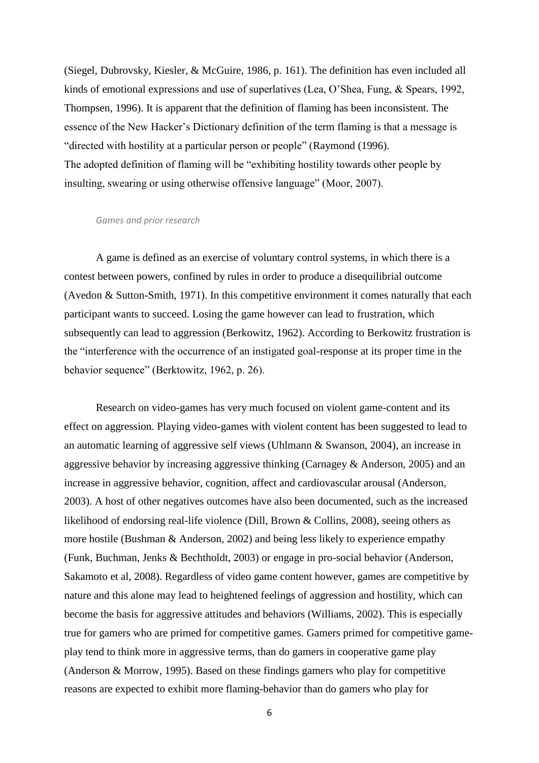(Siegel, Dubrovsky, Kiesler, & McGuire, 1986, p. 161). The definition has even included all kinds of emotional expressions and use of superlatives (Lea, O'Shea, Fung, & Spears, 1992, Thompsen, 1996). It is apparent that the definition of flaming has been inconsistent. The essence of the New Hacker's Dictionary definition of the term flaming is that a message is "directed with hostility at a particular person or people" (Raymond (1996).
The adopted definition of flaming will be "exhibiting hostility towards other people by insulting, swearing or using otherwise offensive language" (Moor, 2007).

### *Games and prior research*

A game is defined as an exercise of voluntary control systems, in which there is a contest between powers, confined by rules in order to produce a disequilibrial outcome (Avedon & Sutton-Smith, 1971). In this competitive environment it comes naturally that each participant wants to succeed. Losing the game however can lead to frustration, which subsequently can lead to aggression (Berkowitz, 1962). According to Berkowitz frustration is the "interference with the occurrence of an instigated goal-response at its proper time in the behavior sequence" (Berktowitz, 1962, p. 26).

Research on video-games has very much focused on violent game-content and its effect on aggression. Playing video-games with violent content has been suggested to lead to an automatic learning of aggressive self views (Uhlmann & Swanson, 2004), an increase in aggressive behavior by increasing aggressive thinking (Carnagey & Anderson, 2005) and an increase in aggressive behavior, cognition, affect and cardiovascular arousal (Anderson, 2003). A host of other negatives outcomes have also been documented, such as the increased likelihood of endorsing real-life violence (Dill, Brown & Collins, 2008), seeing others as more hostile (Bushman & Anderson, 2002) and being less likely to experience empathy (Funk, Buchman, Jenks & Bechtholdt, 2003) or engage in pro-social behavior (Anderson, Sakamoto et al, 2008). Regardless of video game content however, games are competitive by nature and this alone may lead to heightened feelings of aggression and hostility, which can become the basis for aggressive attitudes and behaviors (Williams, 2002). This is especially true for gamers who are primed for competitive games. Gamers primed for competitive game-play tend to think more in aggressive terms, than do gamers in cooperative game play (Anderson & Morrow, 1995). Based on these findings gamers who play for competitive reasons are expected to exhibit more flaming-behavior than do gamers who play for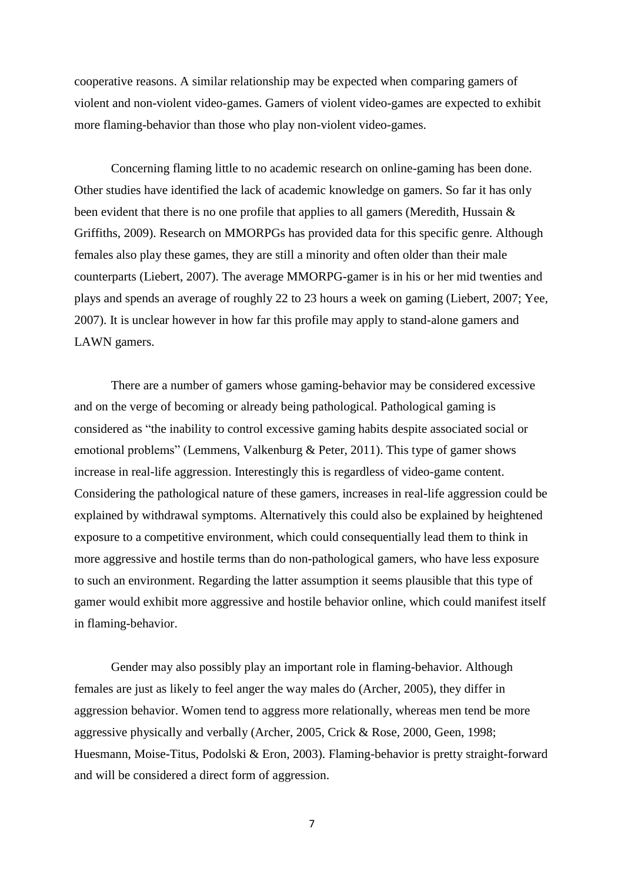cooperative reasons. A similar relationship may be expected when comparing gamers of violent and non-violent video-games. Gamers of violent video-games are expected to exhibit more flaming-behavior than those who play non-violent video-games.

Concerning flaming little to no academic research on online-gaming has been done. Other studies have identified the lack of academic knowledge on gamers. So far it has only been evident that there is no one profile that applies to all gamers (Meredith, Hussain & Griffiths, 2009). Research on MMORPGs has provided data for this specific genre. Although females also play these games, they are still a minority and often older than their male counterparts (Liebert, 2007). The average MMORPG-gamer is in his or her mid twenties and plays and spends an average of roughly 22 to 23 hours a week on gaming (Liebert, 2007; Yee, 2007). It is unclear however in how far this profile may apply to stand-alone gamers and LAWN gamers.

There are a number of gamers whose gaming-behavior may be considered excessive and on the verge of becoming or already being pathological. Pathological gaming is considered as "the inability to control excessive gaming habits despite associated social or emotional problems" (Lemmens, Valkenburg & Peter, 2011). This type of gamer shows increase in real-life aggression. Interestingly this is regardless of video-game content. Considering the pathological nature of these gamers, increases in real-life aggression could be explained by withdrawal symptoms. Alternatively this could also be explained by heightened exposure to a competitive environment, which could consequentially lead them to think in more aggressive and hostile terms than do non-pathological gamers, who have less exposure to such an environment. Regarding the latter assumption it seems plausible that this type of gamer would exhibit more aggressive and hostile behavior online, which could manifest itself in flaming-behavior.

Gender may also possibly play an important role in flaming-behavior. Although females are just as likely to feel anger the way males do (Archer, 2005), they differ in aggression behavior. Women tend to aggress more relationally, whereas men tend be more aggressive physically and verbally (Archer, 2005, Crick & Rose, 2000, Geen, 1998; Huesmann, Moise-Titus, Podolski & Eron, 2003). Flaming-behavior is pretty straight-forward and will be considered a direct form of aggression.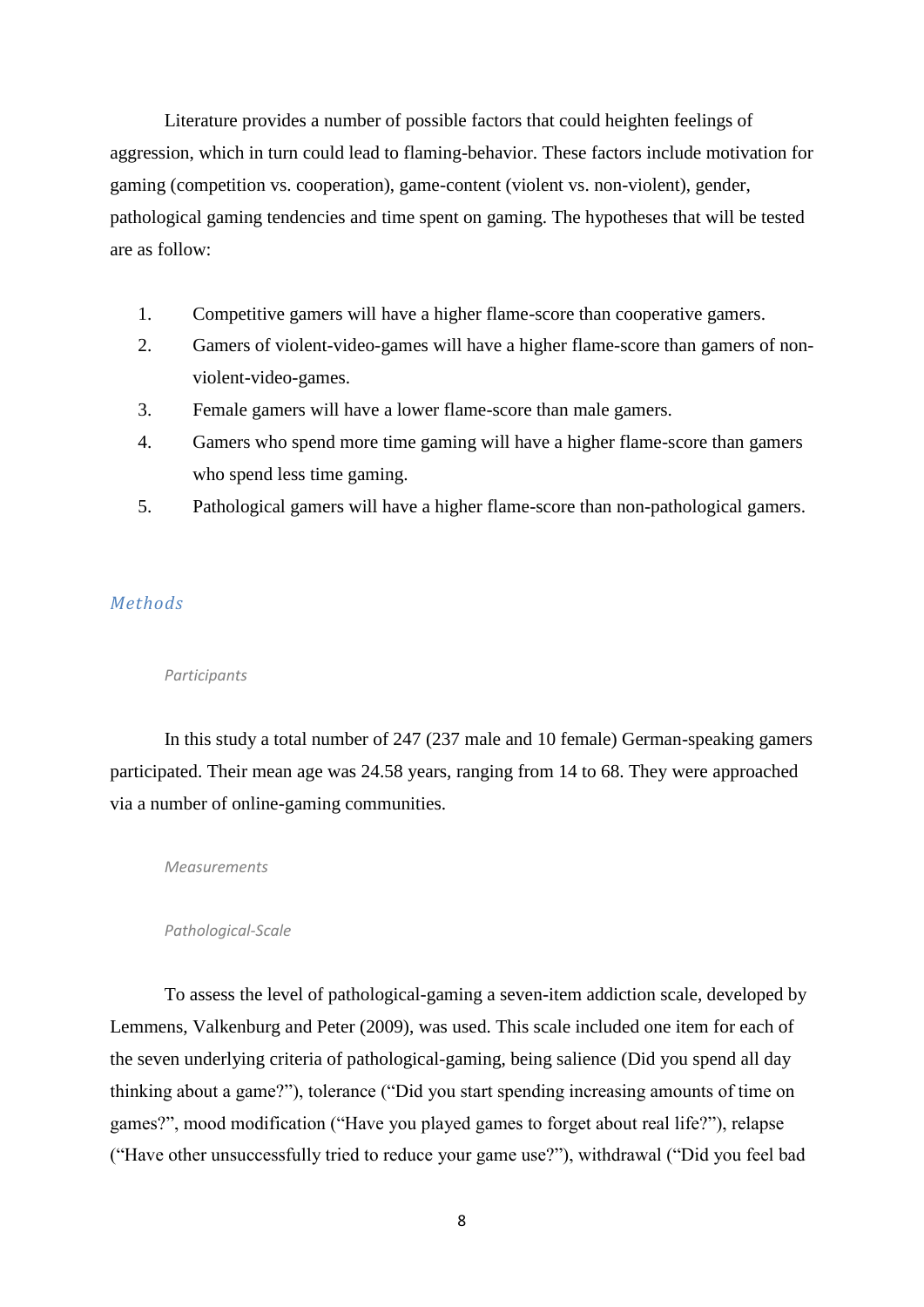Literature provides a number of possible factors that could heighten feelings of aggression, which in turn could lead to flaming-behavior. These factors include motivation for gaming (competition vs. cooperation), game-content (violent vs. non-violent), gender, pathological gaming tendencies and time spent on gaming. The hypotheses that will be tested are as follow:

1. Competitive gamers will have a higher flame-score than cooperative gamers.
2. Gamers of violent-video-games will have a higher flame-score than gamers of non-violent-video-games.
3. Female gamers will have a lower flame-score than male gamers.
4. Gamers who spend more time gaming will have a higher flame-score than gamers who spend less time gaming.
5. Pathological gamers will have a higher flame-score than non-pathological gamers.

## *Methods*

### *Participants*

In this study a total number of 247 (237 male and 10 female) German-speaking gamers participated. Their mean age was 24.58 years, ranging from 14 to 68. They were approached via a number of online-gaming communities.

### *Measurements*

#### *Pathological-Scale*

To assess the level of pathological-gaming a seven-item addiction scale, developed by Lemmens, Valkenburg and Peter (2009), was used. This scale included one item for each of the seven underlying criteria of pathological-gaming, being salience (Did you spend all day thinking about a game?"), tolerance ("Did you start spending increasing amounts of time on games?", mood modification ("Have you played games to forget about real life?"), relapse ("Have other unsuccessfully tried to reduce your game use?"), withdrawal ("Did you feel bad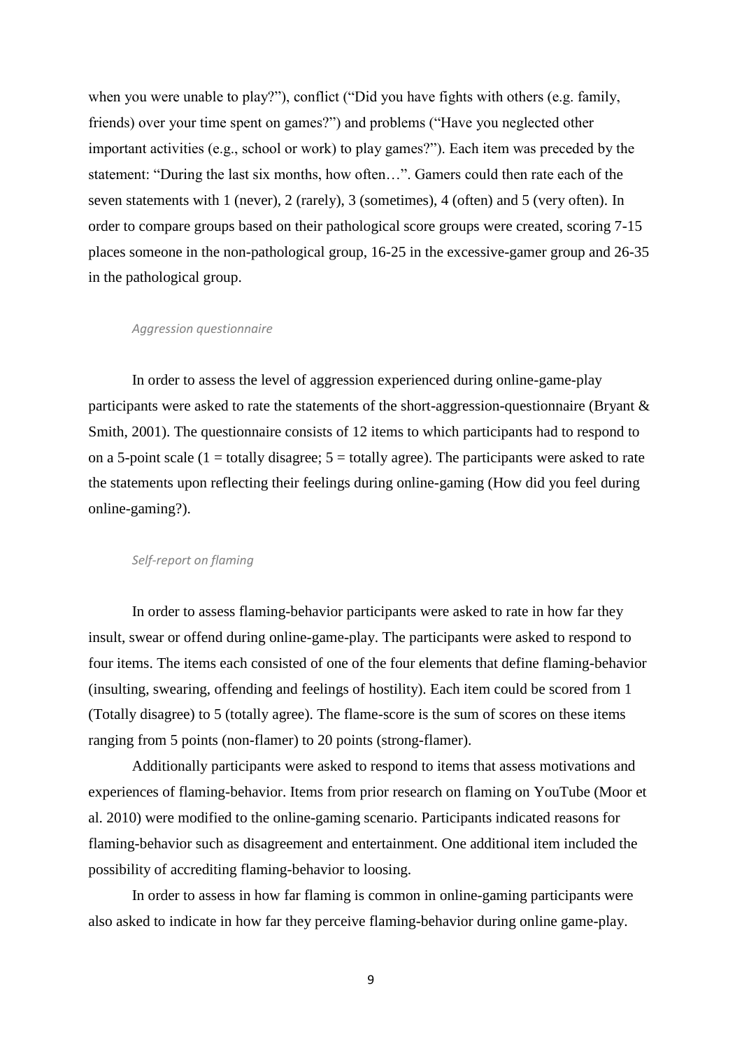when you were unable to play?"), conflict ("Did you have fights with others (e.g. family, friends) over your time spent on games?") and problems ("Have you neglected other important activities (e.g., school or work) to play games?"). Each item was preceded by the statement: "During the last six months, how often…". Gamers could then rate each of the seven statements with 1 (never), 2 (rarely), 3 (sometimes), 4 (often) and 5 (very often). In order to compare groups based on their pathological score groups were created, scoring 7-15 places someone in the non-pathological group, 16-25 in the excessive-gamer group and 26-35 in the pathological group.

#### *Aggression questionnaire*

In order to assess the level of aggression experienced during online-game-play participants were asked to rate the statements of the short-aggression-questionnaire (Bryant & Smith, 2001). The questionnaire consists of 12 items to which participants had to respond to on a 5-point scale (1 = totally disagree; 5 = totally agree). The participants were asked to rate the statements upon reflecting their feelings during online-gaming (How did you feel during online-gaming?).

#### *Self-report on flaming*

In order to assess flaming-behavior participants were asked to rate in how far they insult, swear or offend during online-game-play. The participants were asked to respond to four items. The items each consisted of one of the four elements that define flaming-behavior (insulting, swearing, offending and feelings of hostility). Each item could be scored from 1 (Totally disagree) to 5 (totally agree). The flame-score is the sum of scores on these items ranging from 5 points (non-flamer) to 20 points (strong-flamer).

Additionally participants were asked to respond to items that assess motivations and experiences of flaming-behavior. Items from prior research on flaming on YouTube (Moor et al. 2010) were modified to the online-gaming scenario. Participants indicated reasons for flaming-behavior such as disagreement and entertainment. One additional item included the possibility of accrediting flaming-behavior to loosing.

In order to assess in how far flaming is common in online-gaming participants were also asked to indicate in how far they perceive flaming-behavior during online game-play.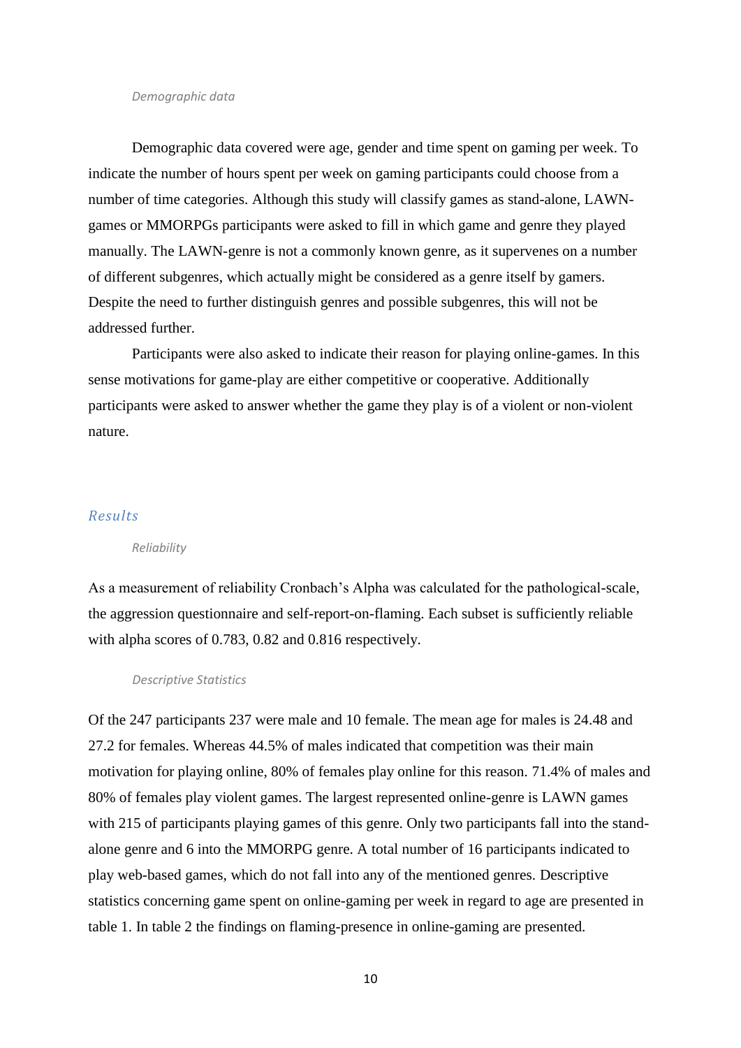#### *Demographic data*

Demographic data covered were age, gender and time spent on gaming per week. To indicate the number of hours spent per week on gaming participants could choose from a number of time categories. Although this study will classify games as stand-alone, LAWN-games or MMORPGs participants were asked to fill in which game and genre they played manually. The LAWN-genre is not a commonly known genre, as it supervenes on a number of different subgenres, which actually might be considered as a genre itself by gamers. Despite the need to further distinguish genres and possible subgenres, this will not be addressed further.

Participants were also asked to indicate their reason for playing online-games. In this sense motivations for game-play are either competitive or cooperative. Additionally participants were asked to answer whether the game they play is of a violent or non-violent nature.

### *Results*

#### *Reliability*

As a measurement of reliability Cronbach's Alpha was calculated for the pathological-scale, the aggression questionnaire and self-report-on-flaming. Each subset is sufficiently reliable with alpha scores of 0.783, 0.82 and 0.816 respectively.

#### *Descriptive Statistics*

Of the 247 participants 237 were male and 10 female. The mean age for males is 24.48 and 27.2 for females. Whereas 44.5% of males indicated that competition was their main motivation for playing online, 80% of females play online for this reason. 71.4% of males and 80% of females play violent games. The largest represented online-genre is LAWN games with 215 of participants playing games of this genre. Only two participants fall into the stand-alone genre and 6 into the MMORPG genre. A total number of 16 participants indicated to play web-based games, which do not fall into any of the mentioned genres. Descriptive statistics concerning game spent on online-gaming per week in regard to age are presented in table 1. In table 2 the findings on flaming-presence in online-gaming are presented.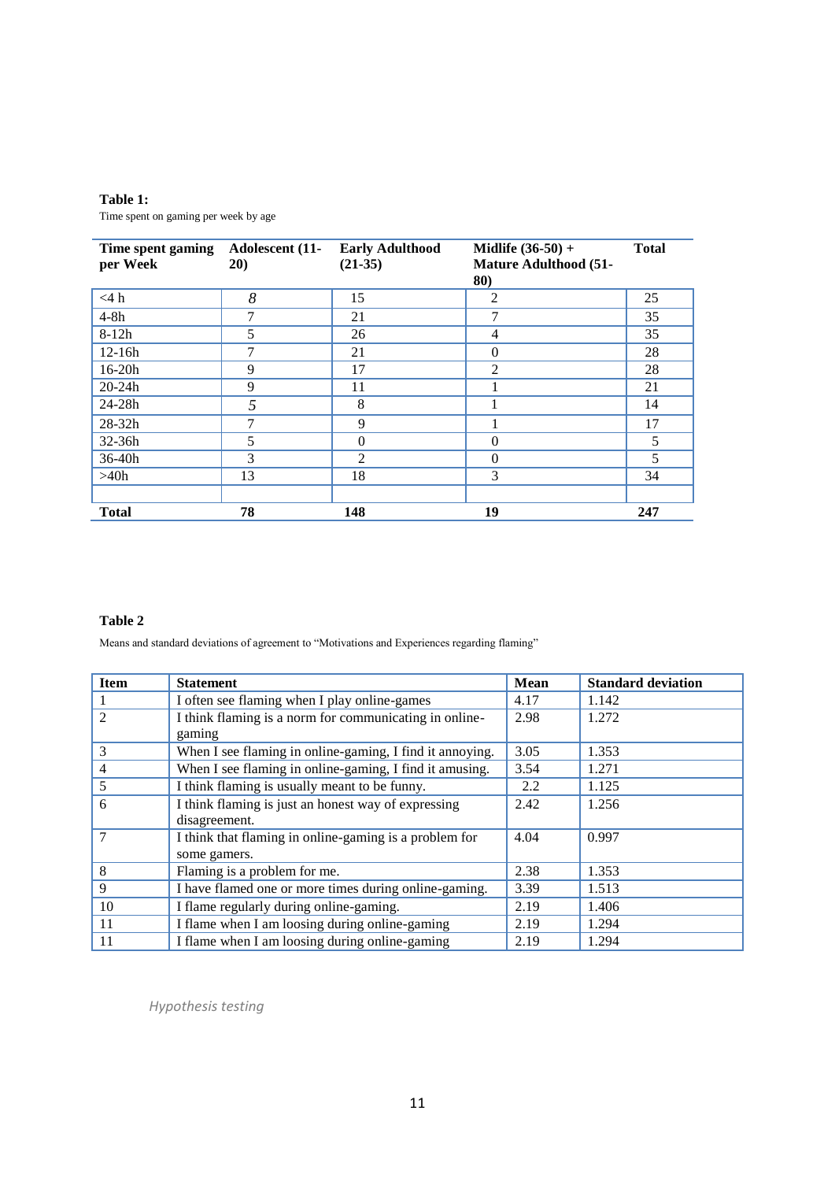**Table 1:**

Time spent on gaming per week by age

| Time spent gaming per Week | Adolescent (11-20) | Early Adulthood (21-35) | Midlife (36-50) + Mature Adulthood (51-80) | Total |
|---|---|---|---|---|
| <4 h | 8 | 15 | 2 | 25 |
| 4-8h | 7 | 21 | 7 | 35 |
| 8-12h | 5 | 26 | 4 | 35 |
| 12-16h | 7 | 21 | 0 | 28 |
| 16-20h | 9 | 17 | 2 | 28 |
| 20-24h | 9 | 11 | 1 | 21 |
| 24-28h | 5 | 8 | 1 | 14 |
| 28-32h | 7 | 9 | 1 | 17 |
| 32-36h | 5 | 0 | 0 | 5 |
| 36-40h | 3 | 2 | 0 | 5 |
| >40h | 13 | 18 | 3 | 34 |
| | | | | |
| **Total** | **78** | **148** | **19** | **247** |

**Table 2**

Means and standard deviations of agreement to "Motivations and Experiences regarding flaming"

| Item | Statement | Mean | Standard deviation |
|---|---|---|---|
| 1 | I often see flaming when I play online-games | 4.17 | 1.142 |
| 2 | I think flaming is a norm for communicating in online-gaming | 2.98 | 1.272 |
| 3 | When I see flaming in online-gaming, I find it annoying. | 3.05 | 1.353 |
| 4 | When I see flaming in online-gaming, I find it amusing. | 3.54 | 1.271 |
| 5 | I think flaming is usually meant to be funny. | 2.2 | 1.125 |
| 6 | I think flaming is just an honest way of expressing disagreement. | 2.42 | 1.256 |
| 7 | I think that flaming in online-gaming is a problem for some gamers. | 4.04 | 0.997 |
| 8 | Flaming is a problem for me. | 2.38 | 1.353 |
| 9 | I have flamed one or more times during online-gaming. | 3.39 | 1.513 |
| 10 | I flame regularly during online-gaming. | 2.19 | 1.406 |
| 11 | I flame when I am loosing during online-gaming | 2.19 | 1.294 |
| 11 | I flame when I am loosing during online-gaming | 2.19 | 1.294 |

*Hypothesis testing*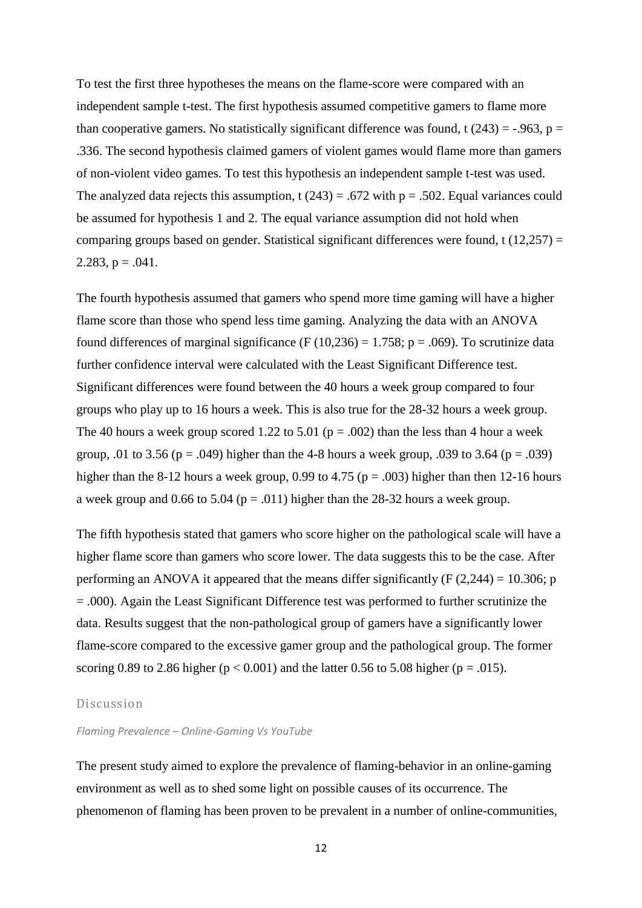To test the first three hypotheses the means on the flame-score were compared with an independent sample t-test. The first hypothesis assumed competitive gamers to flame more than cooperative gamers. No statistically significant difference was found, $t(243) = -.963$, $p = .336$. The second hypothesis claimed gamers of violent games would flame more than gamers of non-violent video games. To test this hypothesis an independent sample t-test was used. The analyzed data rejects this assumption, $t(243) = .672$ with $p = .502$. Equal variances could be assumed for hypothesis 1 and 2. The equal variance assumption did not hold when comparing groups based on gender. Statistical significant differences were found, $t(12{,}257) = 2.283$, $p = .041$.

The fourth hypothesis assumed that gamers who spend more time gaming will have a higher flame score than those who spend less time gaming. Analyzing the data with an ANOVA found differences of marginal significance ($F(10{,}236) = 1.758$; $p = .069$). To scrutinize data further confidence interval were calculated with the Least Significant Difference test. Significant differences were found between the 40 hours a week group compared to four groups who play up to 16 hours a week. This is also true for the 28-32 hours a week group. The 40 hours a week group scored 1.22 to 5.01 ($p = .002$) than the less than 4 hour a week group, .01 to 3.56 ($p = .049$) higher than the 4-8 hours a week group, .039 to 3.64 ($p = .039$) higher than the 8-12 hours a week group, 0.99 to 4.75 ($p = .003$) higher than then 12-16 hours a week group and 0.66 to 5.04 ($p = .011$) higher than the 28-32 hours a week group.

The fifth hypothesis stated that gamers who score higher on the pathological scale will have a higher flame score than gamers who score lower. The data suggests this to be the case. After performing an ANOVA it appeared that the means differ significantly ($F(2{,}244) = 10.306$; $p = .000$). Again the Least Significant Difference test was performed to further scrutinize the data. Results suggest that the non-pathological group of gamers have a significantly lower flame-score compared to the excessive gamer group and the pathological group. The former scoring 0.89 to 2.86 higher ($p < 0.001$) and the latter 0.56 to 5.08 higher ($p = .015$).

## Discussion

### *Flaming Prevalence – Online-Gaming Vs YouTube*

The present study aimed to explore the prevalence of flaming-behavior in an online-gaming environment as well as to shed some light on possible causes of its occurrence. The phenomenon of flaming has been proven to be prevalent in a number of online-communities,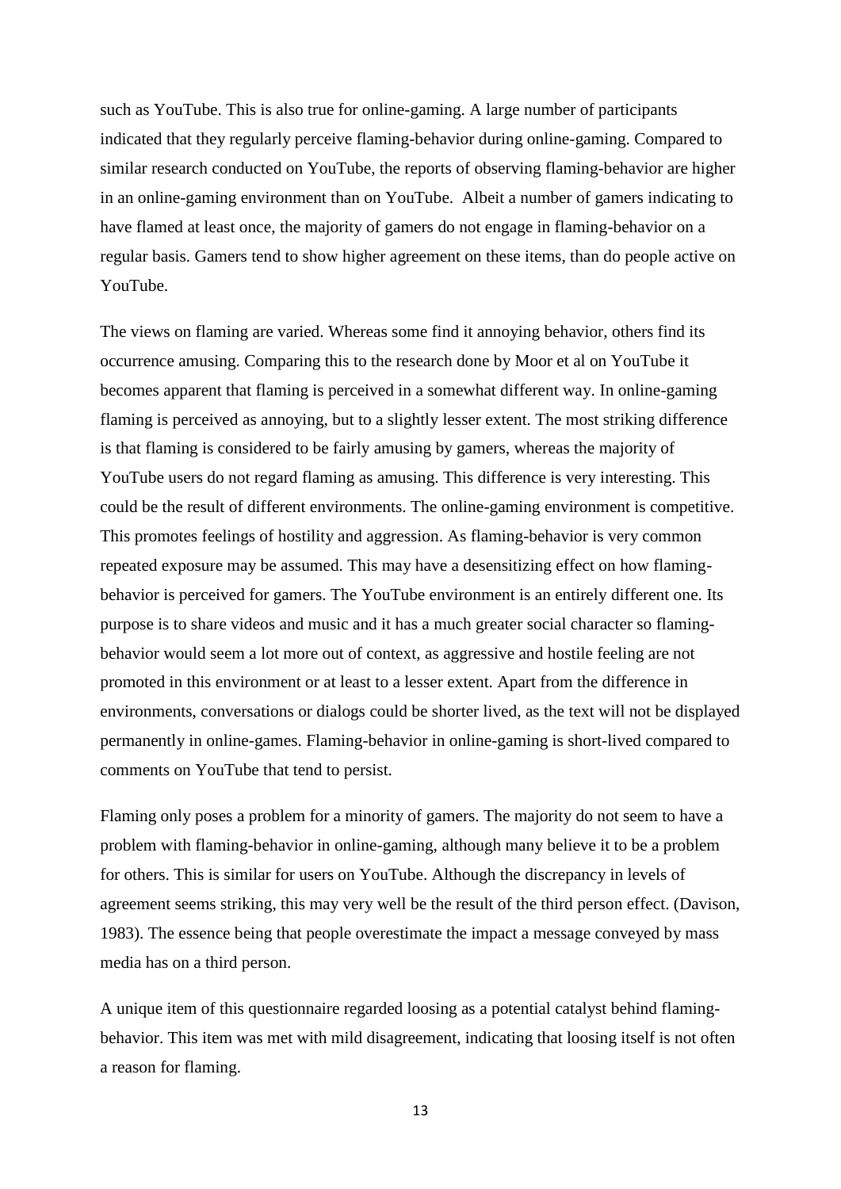such as YouTube. This is also true for online-gaming. A large number of participants indicated that they regularly perceive flaming-behavior during online-gaming. Compared to similar research conducted on YouTube, the reports of observing flaming-behavior are higher in an online-gaming environment than on YouTube. Albeit a number of gamers indicating to have flamed at least once, the majority of gamers do not engage in flaming-behavior on a regular basis. Gamers tend to show higher agreement on these items, than do people active on YouTube.

The views on flaming are varied. Whereas some find it annoying behavior, others find its occurrence amusing. Comparing this to the research done by Moor et al on YouTube it becomes apparent that flaming is perceived in a somewhat different way. In online-gaming flaming is perceived as annoying, but to a slightly lesser extent. The most striking difference is that flaming is considered to be fairly amusing by gamers, whereas the majority of YouTube users do not regard flaming as amusing. This difference is very interesting. This could be the result of different environments. The online-gaming environment is competitive. This promotes feelings of hostility and aggression. As flaming-behavior is very common repeated exposure may be assumed. This may have a desensitizing effect on how flaming-behavior is perceived for gamers. The YouTube environment is an entirely different one. Its purpose is to share videos and music and it has a much greater social character so flaming-behavior would seem a lot more out of context, as aggressive and hostile feeling are not promoted in this environment or at least to a lesser extent. Apart from the difference in environments, conversations or dialogs could be shorter lived, as the text will not be displayed permanently in online-games. Flaming-behavior in online-gaming is short-lived compared to comments on YouTube that tend to persist.

Flaming only poses a problem for a minority of gamers. The majority do not seem to have a problem with flaming-behavior in online-gaming, although many believe it to be a problem for others. This is similar for users on YouTube. Although the discrepancy in levels of agreement seems striking, this may very well be the result of the third person effect. (Davison, 1983). The essence being that people overestimate the impact a message conveyed by mass media has on a third person.

A unique item of this questionnaire regarded loosing as a potential catalyst behind flaming-behavior. This item was met with mild disagreement, indicating that loosing itself is not often a reason for flaming.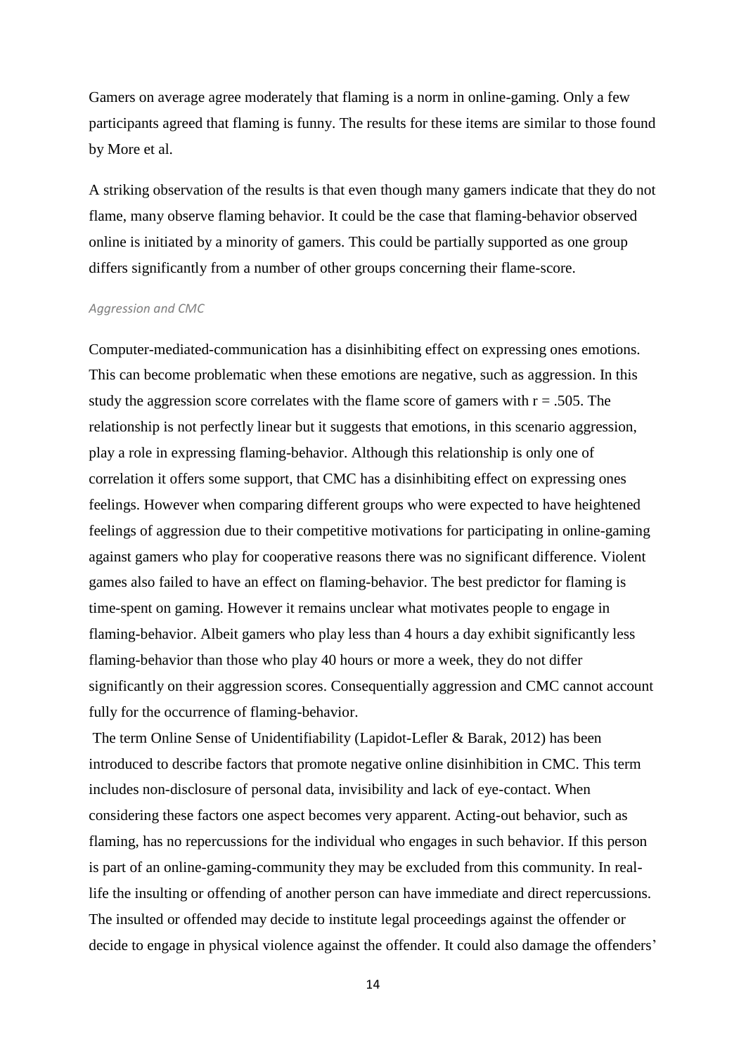Gamers on average agree moderately that flaming is a norm in online-gaming. Only a few participants agreed that flaming is funny. The results for these items are similar to those found by More et al.

A striking observation of the results is that even though many gamers indicate that they do not flame, many observe flaming behavior. It could be the case that flaming-behavior observed online is initiated by a minority of gamers. This could be partially supported as one group differs significantly from a number of other groups concerning their flame-score.

*Aggression and CMC*

Computer-mediated-communication has a disinhibiting effect on expressing ones emotions. This can become problematic when these emotions are negative, such as aggression. In this study the aggression score correlates with the flame score of gamers with $r = .505$. The relationship is not perfectly linear but it suggests that emotions, in this scenario aggression, play a role in expressing flaming-behavior. Although this relationship is only one of correlation it offers some support, that CMC has a disinhibiting effect on expressing ones feelings. However when comparing different groups who were expected to have heightened feelings of aggression due to their competitive motivations for participating in online-gaming against gamers who play for cooperative reasons there was no significant difference. Violent games also failed to have an effect on flaming-behavior. The best predictor for flaming is time-spent on gaming. However it remains unclear what motivates people to engage in flaming-behavior. Albeit gamers who play less than 4 hours a day exhibit significantly less flaming-behavior than those who play 40 hours or more a week, they do not differ significantly on their aggression scores. Consequentially aggression and CMC cannot account fully for the occurrence of flaming-behavior.

The term Online Sense of Unidentifiability (Lapidot-Lefler & Barak, 2012) has been introduced to describe factors that promote negative online disinhibition in CMC. This term includes non-disclosure of personal data, invisibility and lack of eye-contact. When considering these factors one aspect becomes very apparent. Acting-out behavior, such as flaming, has no repercussions for the individual who engages in such behavior. If this person is part of an online-gaming-community they may be excluded from this community. In real-life the insulting or offending of another person can have immediate and direct repercussions. The insulted or offended may decide to institute legal proceedings against the offender or decide to engage in physical violence against the offender. It could also damage the offenders'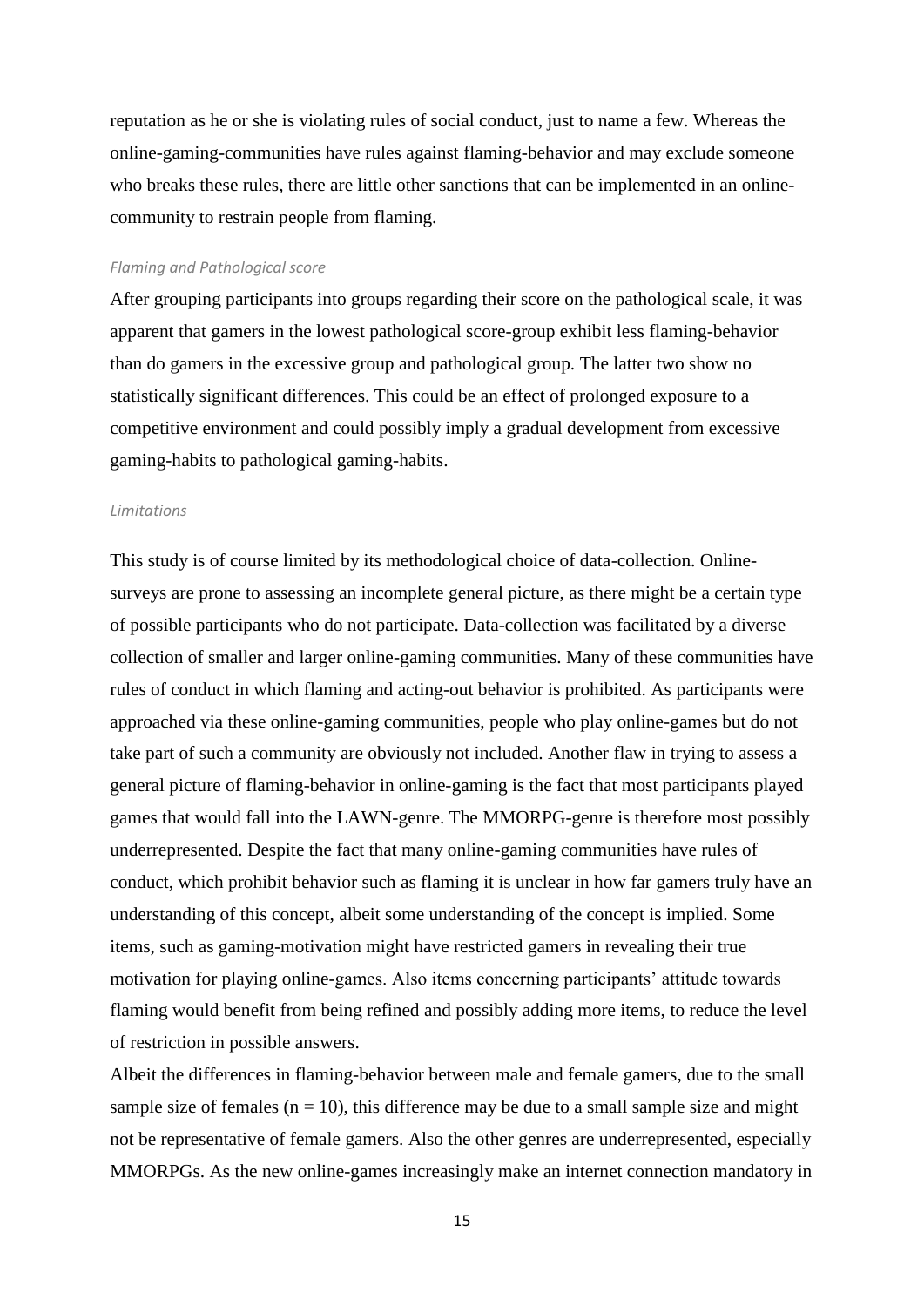reputation as he or she is violating rules of social conduct, just to name a few. Whereas the online-gaming-communities have rules against flaming-behavior and may exclude someone who breaks these rules, there are little other sanctions that can be implemented in an online-community to restrain people from flaming.

### *Flaming and Pathological score*

After grouping participants into groups regarding their score on the pathological scale, it was apparent that gamers in the lowest pathological score-group exhibit less flaming-behavior than do gamers in the excessive group and pathological group. The latter two show no statistically significant differences. This could be an effect of prolonged exposure to a competitive environment and could possibly imply a gradual development from excessive gaming-habits to pathological gaming-habits.

### *Limitations*

This study is of course limited by its methodological choice of data-collection. Online-surveys are prone to assessing an incomplete general picture, as there might be a certain type of possible participants who do not participate. Data-collection was facilitated by a diverse collection of smaller and larger online-gaming communities. Many of these communities have rules of conduct in which flaming and acting-out behavior is prohibited. As participants were approached via these online-gaming communities, people who play online-games but do not take part of such a community are obviously not included. Another flaw in trying to assess a general picture of flaming-behavior in online-gaming is the fact that most participants played games that would fall into the LAWN-genre. The MMORPG-genre is therefore most possibly underrepresented. Despite the fact that many online-gaming communities have rules of conduct, which prohibit behavior such as flaming it is unclear in how far gamers truly have an understanding of this concept, albeit some understanding of the concept is implied. Some items, such as gaming-motivation might have restricted gamers in revealing their true motivation for playing online-games. Also items concerning participants' attitude towards flaming would benefit from being refined and possibly adding more items, to reduce the level of restriction in possible answers.

Albeit the differences in flaming-behavior between male and female gamers, due to the small sample size of females ($n = 10$), this difference may be due to a small sample size and might not be representative of female gamers. Also the other genres are underrepresented, especially MMORPGs. As the new online-games increasingly make an internet connection mandatory in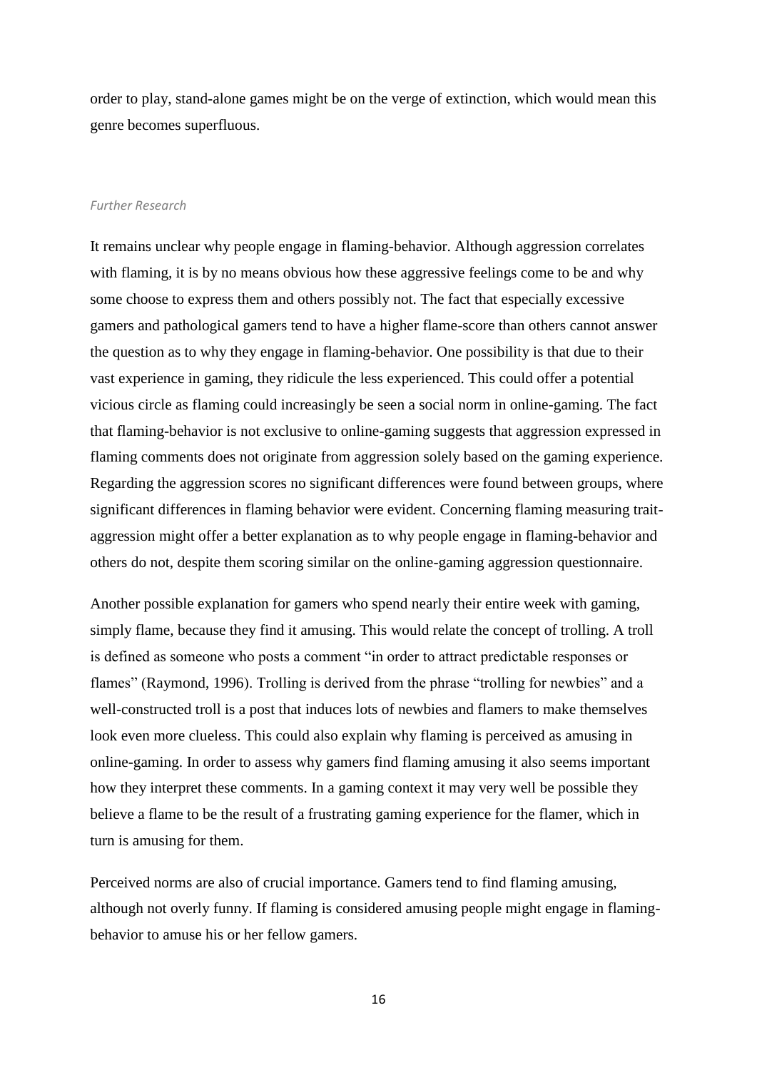order to play, stand-alone games might be on the verge of extinction, which would mean this genre becomes superfluous.

### *Further Research*

It remains unclear why people engage in flaming-behavior. Although aggression correlates with flaming, it is by no means obvious how these aggressive feelings come to be and why some choose to express them and others possibly not. The fact that especially excessive gamers and pathological gamers tend to have a higher flame-score than others cannot answer the question as to why they engage in flaming-behavior. One possibility is that due to their vast experience in gaming, they ridicule the less experienced. This could offer a potential vicious circle as flaming could increasingly be seen a social norm in online-gaming. The fact that flaming-behavior is not exclusive to online-gaming suggests that aggression expressed in flaming comments does not originate from aggression solely based on the gaming experience. Regarding the aggression scores no significant differences were found between groups, where significant differences in flaming behavior were evident. Concerning flaming measuring trait-aggression might offer a better explanation as to why people engage in flaming-behavior and others do not, despite them scoring similar on the online-gaming aggression questionnaire.

Another possible explanation for gamers who spend nearly their entire week with gaming, simply flame, because they find it amusing. This would relate the concept of trolling. A troll is defined as someone who posts a comment "in order to attract predictable responses or flames" (Raymond, 1996). Trolling is derived from the phrase "trolling for newbies" and a well-constructed troll is a post that induces lots of newbies and flamers to make themselves look even more clueless. This could also explain why flaming is perceived as amusing in online-gaming. In order to assess why gamers find flaming amusing it also seems important how they interpret these comments. In a gaming context it may very well be possible they believe a flame to be the result of a frustrating gaming experience for the flamer, which in turn is amusing for them.

Perceived norms are also of crucial importance. Gamers tend to find flaming amusing, although not overly funny. If flaming is considered amusing people might engage in flaming-behavior to amuse his or her fellow gamers.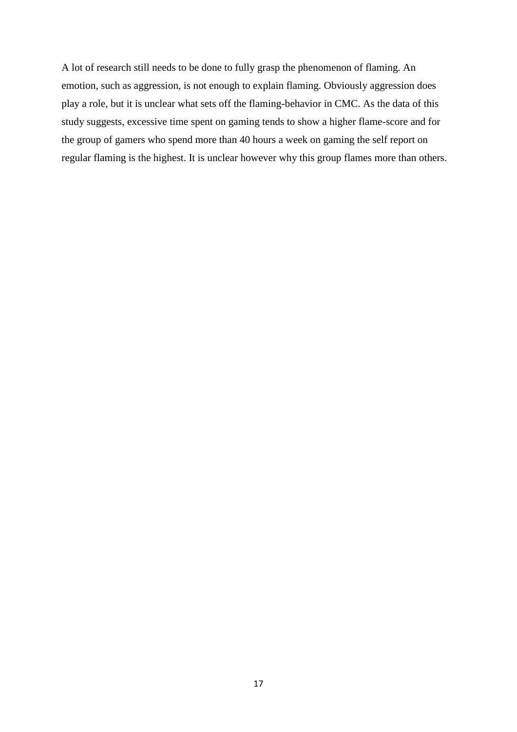A lot of research still needs to be done to fully grasp the phenomenon of flaming. An emotion, such as aggression, is not enough to explain flaming. Obviously aggression does play a role, but it is unclear what sets off the flaming-behavior in CMC. As the data of this study suggests, excessive time spent on gaming tends to show a higher flame-score and for the group of gamers who spend more than 40 hours a week on gaming the self report on regular flaming is the highest. It is unclear however why this group flames more than others.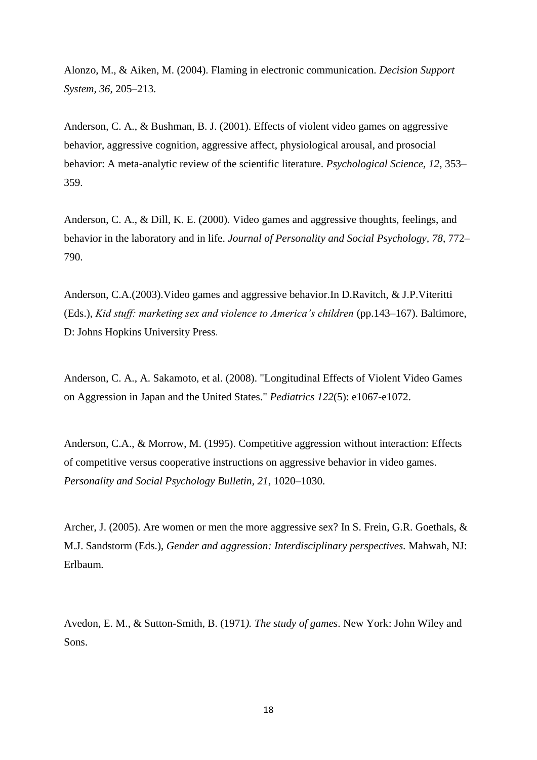Alonzo, M., & Aiken, M. (2004). Flaming in electronic communication. *Decision Support System, 36*, 205–213.

Anderson, C. A., & Bushman, B. J. (2001). Effects of violent video games on aggressive behavior, aggressive cognition, aggressive affect, physiological arousal, and prosocial behavior: A meta-analytic review of the scientific literature. *Psychological Science, 12*, 353–359.

Anderson, C. A., & Dill, K. E. (2000). Video games and aggressive thoughts, feelings, and behavior in the laboratory and in life. *Journal of Personality and Social Psychology*, *78*, 772–790.

Anderson, C.A.(2003).Video games and aggressive behavior.In D.Ravitch, & J.P.Viteritti (Eds.), *Kid stuff: marketing sex and violence to America's children* (pp.143–167). Baltimore, D: Johns Hopkins University Press.

Anderson, C. A., A. Sakamoto, et al. (2008). "Longitudinal Effects of Violent Video Games on Aggression in Japan and the United States." *Pediatrics 122*(5): e1067-e1072.

Anderson, C.A., & Morrow, M. (1995). Competitive aggression without interaction: Effects of competitive versus cooperative instructions on aggressive behavior in video games. *Personality and Social Psychology Bulletin, 21*, 1020–1030.

Archer, J. (2005). Are women or men the more aggressive sex? In S. Frein, G.R. Goethals, & M.J. Sandstorm (Eds.), *Gender and aggression: Interdisciplinary perspectives.* Mahwah, NJ: Erlbaum.

Avedon, E. M., & Sutton-Smith, B. (1971*). The study of games*. New York: John Wiley and Sons.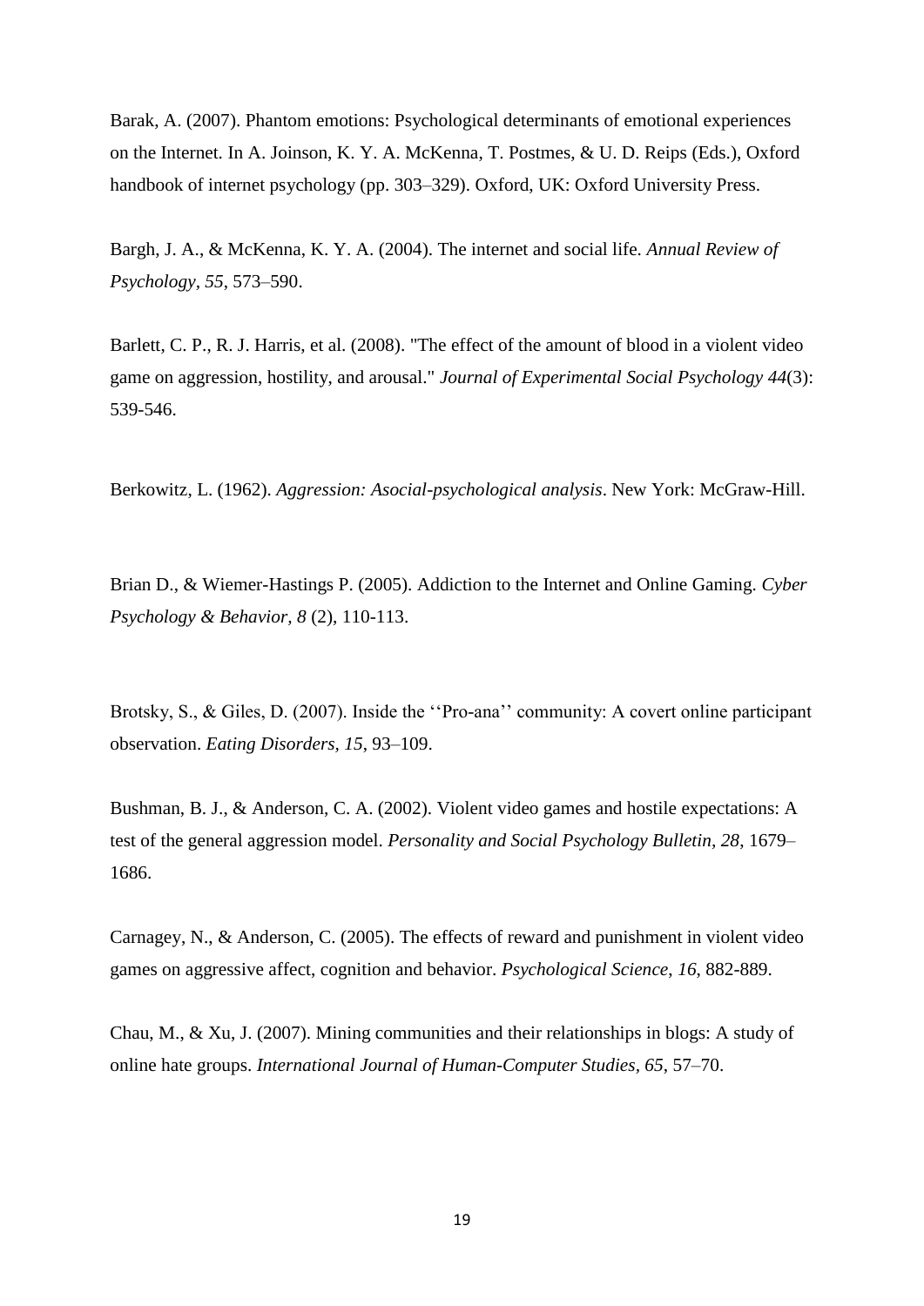Barak, A. (2007). Phantom emotions: Psychological determinants of emotional experiences on the Internet. In A. Joinson, K. Y. A. McKenna, T. Postmes, & U. D. Reips (Eds.), Oxford handbook of internet psychology (pp. 303–329). Oxford, UK: Oxford University Press.

Bargh, J. A., & McKenna, K. Y. A. (2004). The internet and social life. *Annual Review of Psychology*, *55*, 573–590.

Barlett, C. P., R. J. Harris, et al. (2008). "The effect of the amount of blood in a violent video game on aggression, hostility, and arousal." *Journal of Experimental Social Psychology 44*(3): 539-546.

Berkowitz, L. (1962). *Aggression: Asocial-psychological analysis*. New York: McGraw-Hill.

Brian D., & Wiemer-Hastings P. (2005). Addiction to the Internet and Online Gaming. *Cyber Psychology & Behavior, 8* (2), 110-113.

Brotsky, S., & Giles, D. (2007). Inside the ''Pro-ana'' community: A covert online participant observation. *Eating Disorders, 15*, 93–109.

Bushman, B. J., & Anderson, C. A. (2002). Violent video games and hostile expectations: A test of the general aggression model. *Personality and Social Psychology Bulletin, 28*, 1679–1686.

Carnagey, N., & Anderson, C. (2005). The effects of reward and punishment in violent video games on aggressive affect, cognition and behavior. *Psychological Science*, *16*, 882-889.

Chau, M., & Xu, J. (2007). Mining communities and their relationships in blogs: A study of online hate groups. *International Journal of Human-Computer Studies*, *65*, 57–70.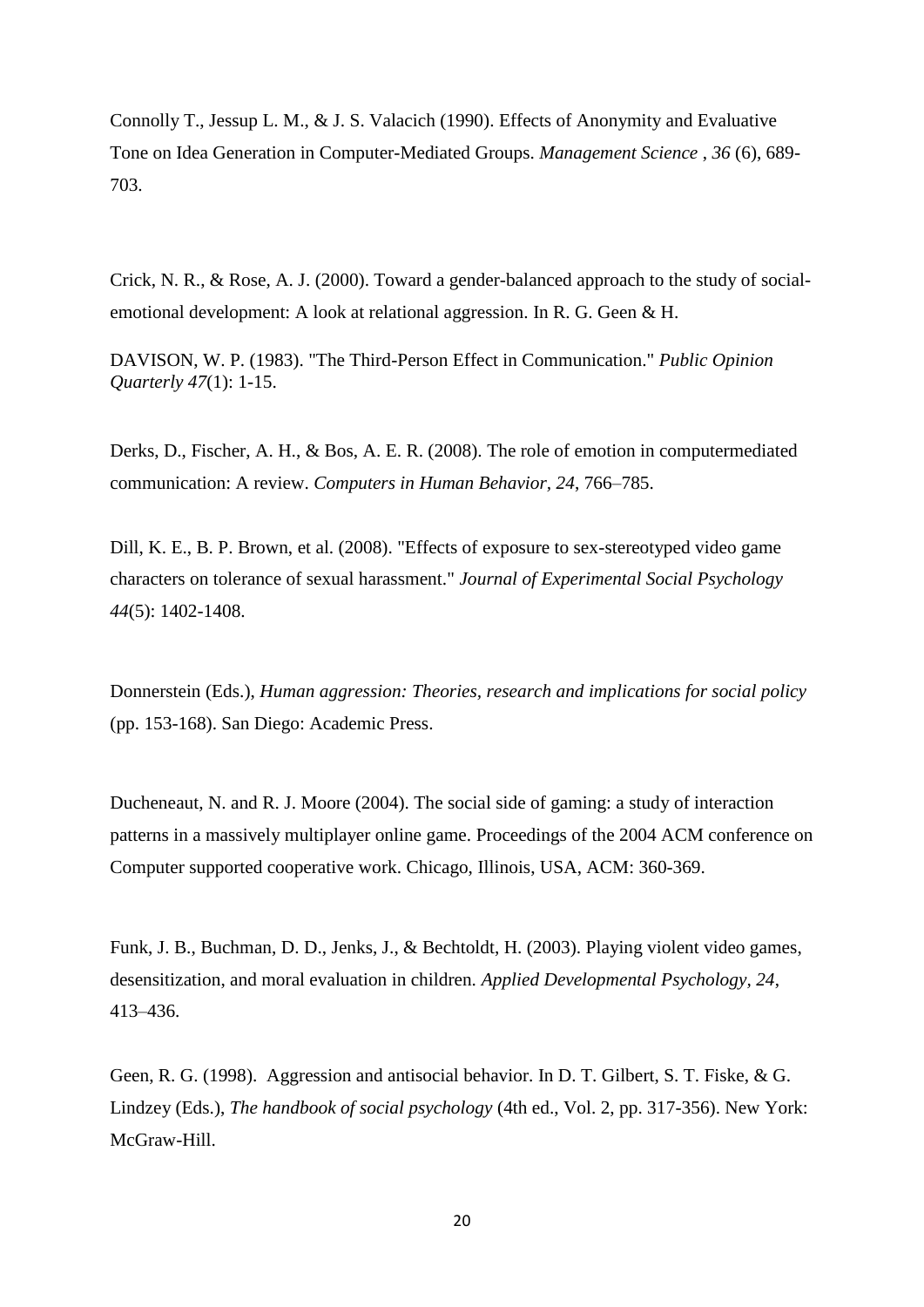Connolly T., Jessup L. M., & J. S. Valacich (1990). Effects of Anonymity and Evaluative Tone on Idea Generation in Computer-Mediated Groups. *Management Science* , *36* (6), 689-703.

Crick, N. R., & Rose, A. J. (2000). Toward a gender-balanced approach to the study of social-emotional development: A look at relational aggression. In R. G. Geen & H.

DAVISON, W. P. (1983). "The Third-Person Effect in Communication." *Public Opinion Quarterly 47*(1): 1-15.

Derks, D., Fischer, A. H., & Bos, A. E. R. (2008). The role of emotion in computermediated communication: A review. *Computers in Human Behavior, 24*, 766–785.

Dill, K. E., B. P. Brown, et al. (2008). "Effects of exposure to sex-stereotyped video game characters on tolerance of sexual harassment." *Journal of Experimental Social Psychology 44*(5): 1402-1408.

Donnerstein (Eds.), *Human aggression: Theories, research and implications for social policy* (pp. 153-168). San Diego: Academic Press.

Ducheneaut, N. and R. J. Moore (2004). The social side of gaming: a study of interaction patterns in a massively multiplayer online game. Proceedings of the 2004 ACM conference on Computer supported cooperative work. Chicago, Illinois, USA, ACM: 360-369.

Funk, J. B., Buchman, D. D., Jenks, J., & Bechtoldt, H. (2003). Playing violent video games, desensitization, and moral evaluation in children. *Applied Developmental Psychology, 24*, 413–436.

Geen, R. G. (1998). Aggression and antisocial behavior. In D. T. Gilbert, S. T. Fiske, & G. Lindzey (Eds.), *The handbook of social psychology* (4th ed., Vol. 2, pp. 317-356). New York: McGraw-Hill.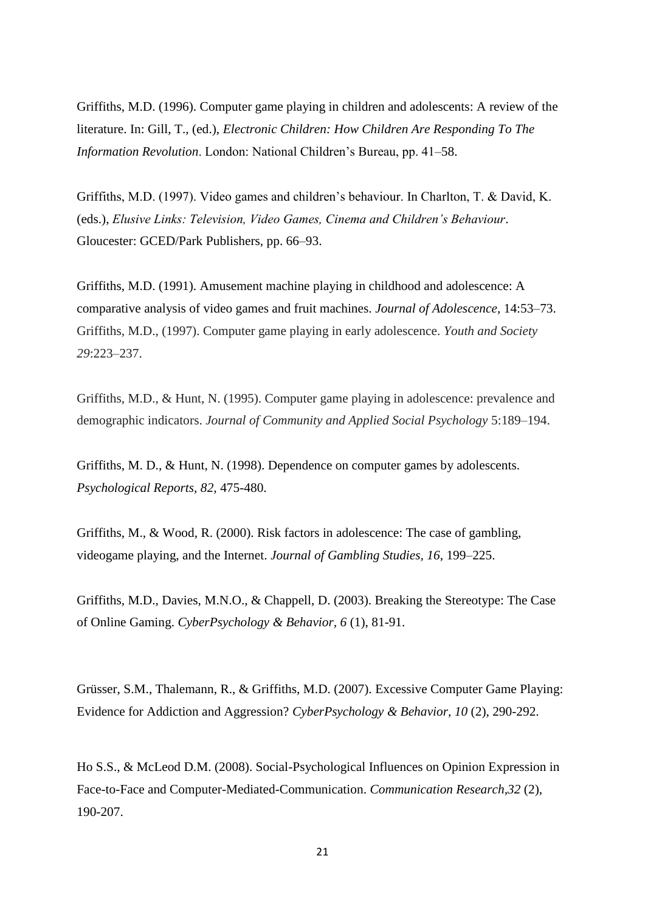Griffiths, M.D. (1996). Computer game playing in children and adolescents: A review of the literature. In: Gill, T., (ed.), *Electronic Children: How Children Are Responding To The Information Revolution*. London: National Children's Bureau, pp. 41–58.

Griffiths, M.D. (1997). Video games and children's behaviour. In Charlton, T. & David, K. (eds.), *Elusive Links: Television, Video Games, Cinema and Children's Behaviour*. Gloucester: GCED/Park Publishers, pp. 66–93.

Griffiths, M.D. (1991). Amusement machine playing in childhood and adolescence: A comparative analysis of video games and fruit machines. *Journal of Adolescence,* 14:53–73. Griffiths, M.D., (1997). Computer game playing in early adolescence. *Youth and Society 29*:223–237.

Griffiths, M.D., & Hunt, N. (1995). Computer game playing in adolescence: prevalence and demographic indicators. *Journal of Community and Applied Social Psychology* 5:189–194.

Griffiths, M. D., & Hunt, N. (1998). Dependence on computer games by adolescents. *Psychological Reports, 82,* 475-480.

Griffiths, M., & Wood, R. (2000). Risk factors in adolescence: The case of gambling, videogame playing, and the Internet. *Journal of Gambling Studies, 16*, 199–225.

Griffiths, M.D., Davies, M.N.O., & Chappell, D. (2003). Breaking the Stereotype: The Case of Online Gaming. *CyberPsychology & Behavior, 6* (1), 81-91.

Grüsser, S.M., Thalemann, R., & Griffiths, M.D. (2007). Excessive Computer Game Playing: Evidence for Addiction and Aggression? *CyberPsychology & Behavior, 10* (2), 290-292.

Ho S.S., & McLeod D.M. (2008). Social-Psychological Influences on Opinion Expression in Face-to-Face and Computer-Mediated-Communication. *Communication Research,32* (2), 190-207.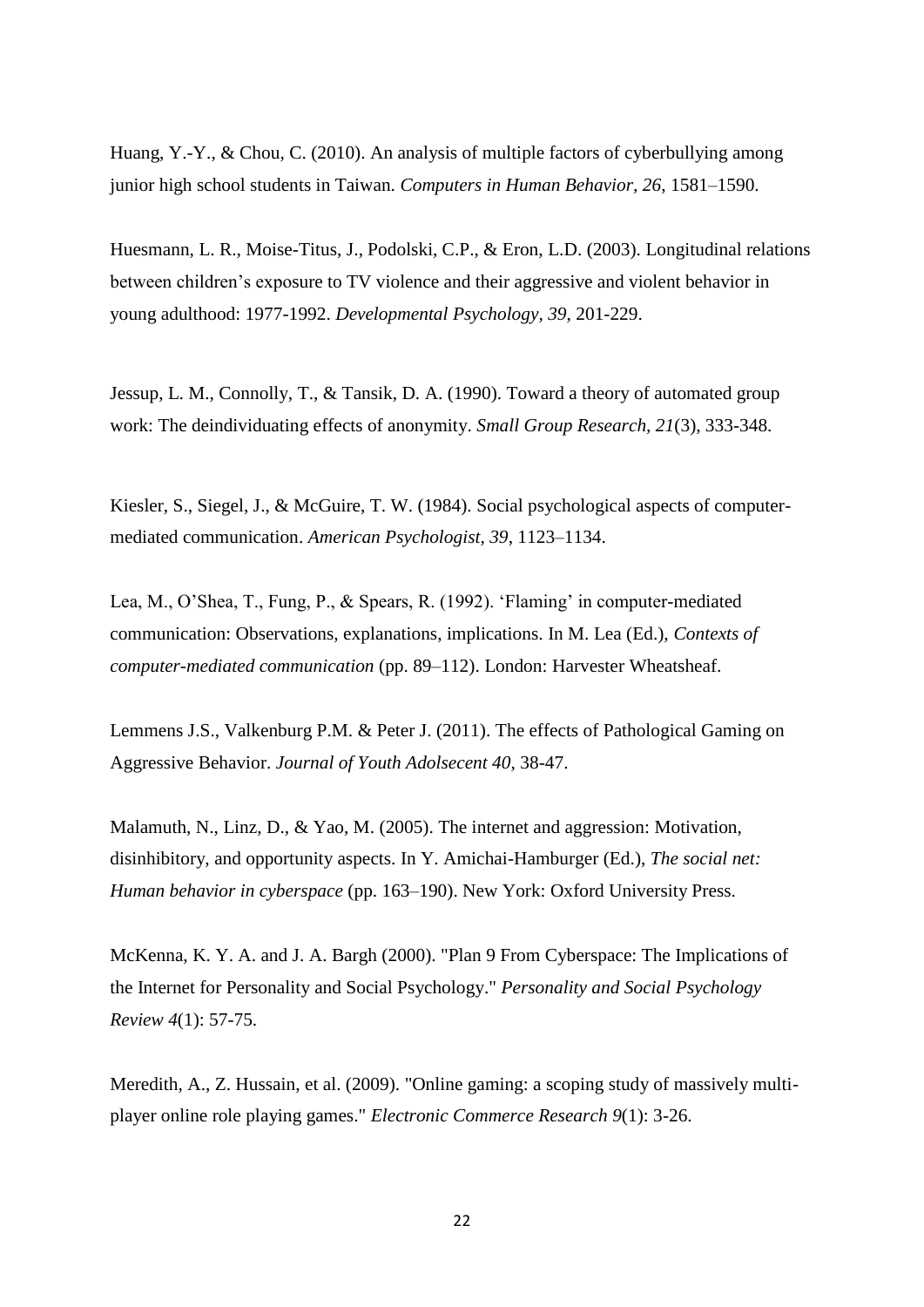Huang, Y.-Y., & Chou, C. (2010). An analysis of multiple factors of cyberbullying among junior high school students in Taiwan. *Computers in Human Behavior, 26*, 1581–1590.

Huesmann, L. R., Moise-Titus, J., Podolski, C.P., & Eron, L.D. (2003). Longitudinal relations between children's exposure to TV violence and their aggressive and violent behavior in young adulthood: 1977-1992. *Developmental Psychology, 39*, 201-229.

Jessup, L. M., Connolly, T., & Tansik, D. A. (1990). Toward a theory of automated group work: The deindividuating effects of anonymity. *Small Group Research, 21*(3), 333-348.

Kiesler, S., Siegel, J., & McGuire, T. W. (1984). Social psychological aspects of computer-mediated communication. *American Psychologist, 39*, 1123–1134.

Lea, M., O'Shea, T., Fung, P., & Spears, R. (1992). 'Flaming' in computer-mediated communication: Observations, explanations, implications. In M. Lea (Ed.), *Contexts of computer-mediated communication* (pp. 89–112). London: Harvester Wheatsheaf.

Lemmens J.S., Valkenburg P.M. & Peter J. (2011). The effects of Pathological Gaming on Aggressive Behavior. *Journal of Youth Adolsecent 40*, 38-47.

Malamuth, N., Linz, D., & Yao, M. (2005). The internet and aggression: Motivation, disinhibitory, and opportunity aspects. In Y. Amichai-Hamburger (Ed.), *The social net: Human behavior in cyberspace* (pp. 163–190). New York: Oxford University Press.

McKenna, K. Y. A. and J. A. Bargh (2000). "Plan 9 From Cyberspace: The Implications of the Internet for Personality and Social Psychology." *Personality and Social Psychology Review 4*(1): 57-75.

Meredith, A., Z. Hussain, et al. (2009). "Online gaming: a scoping study of massively multi-player online role playing games." *Electronic Commerce Research 9*(1): 3-26.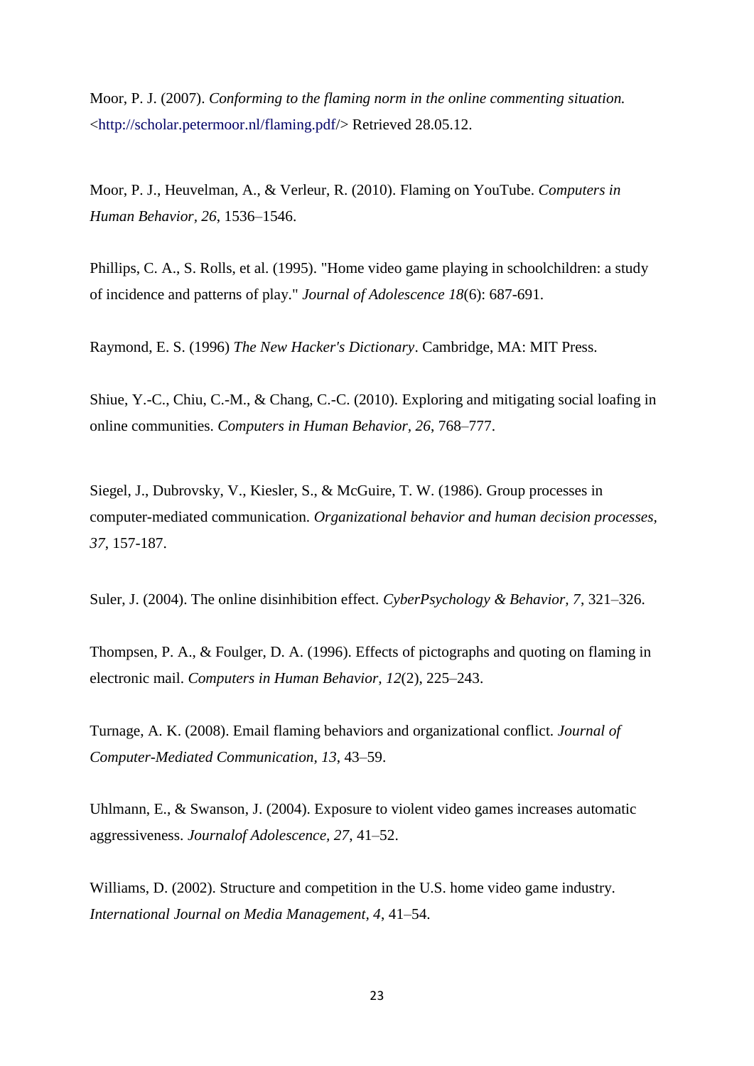Moor, P. J. (2007). *Conforming to the flaming norm in the online commenting situation.* <http://scholar.petermoor.nl/flaming.pdf/> Retrieved 28.05.12.

Moor, P. J., Heuvelman, A., & Verleur, R. (2010). Flaming on YouTube. *Computers in Human Behavior, 26*, 1536–1546.

Phillips, C. A., S. Rolls, et al. (1995). "Home video game playing in schoolchildren: a study of incidence and patterns of play." *Journal of Adolescence 18*(6): 687-691.

Raymond, E. S. (1996) *The New Hacker's Dictionary*. Cambridge, MA: MIT Press.

Shiue, Y.-C., Chiu, C.-M., & Chang, C.-C. (2010). Exploring and mitigating social loafing in online communities. *Computers in Human Behavior, 26*, 768–777.

Siegel, J., Dubrovsky, V., Kiesler, S., & McGuire, T. W. (1986). Group processes in computer-mediated communication. *Organizational behavior and human decision processes, 37*, 157-187.

Suler, J. (2004). The online disinhibition effect. *CyberPsychology & Behavior, 7*, 321–326.

Thompsen, P. A., & Foulger, D. A. (1996). Effects of pictographs and quoting on flaming in electronic mail. *Computers in Human Behavior, 12*(2), 225–243.

Turnage, A. K. (2008). Email flaming behaviors and organizational conflict. *Journal of Computer-Mediated Communication, 13*, 43–59.

Uhlmann, E., & Swanson, J. (2004). Exposure to violent video games increases automatic aggressiveness. *Journalof Adolescence, 27*, 41–52.

Williams, D. (2002). Structure and competition in the U.S. home video game industry. *International Journal on Media Management, 4*, 41–54.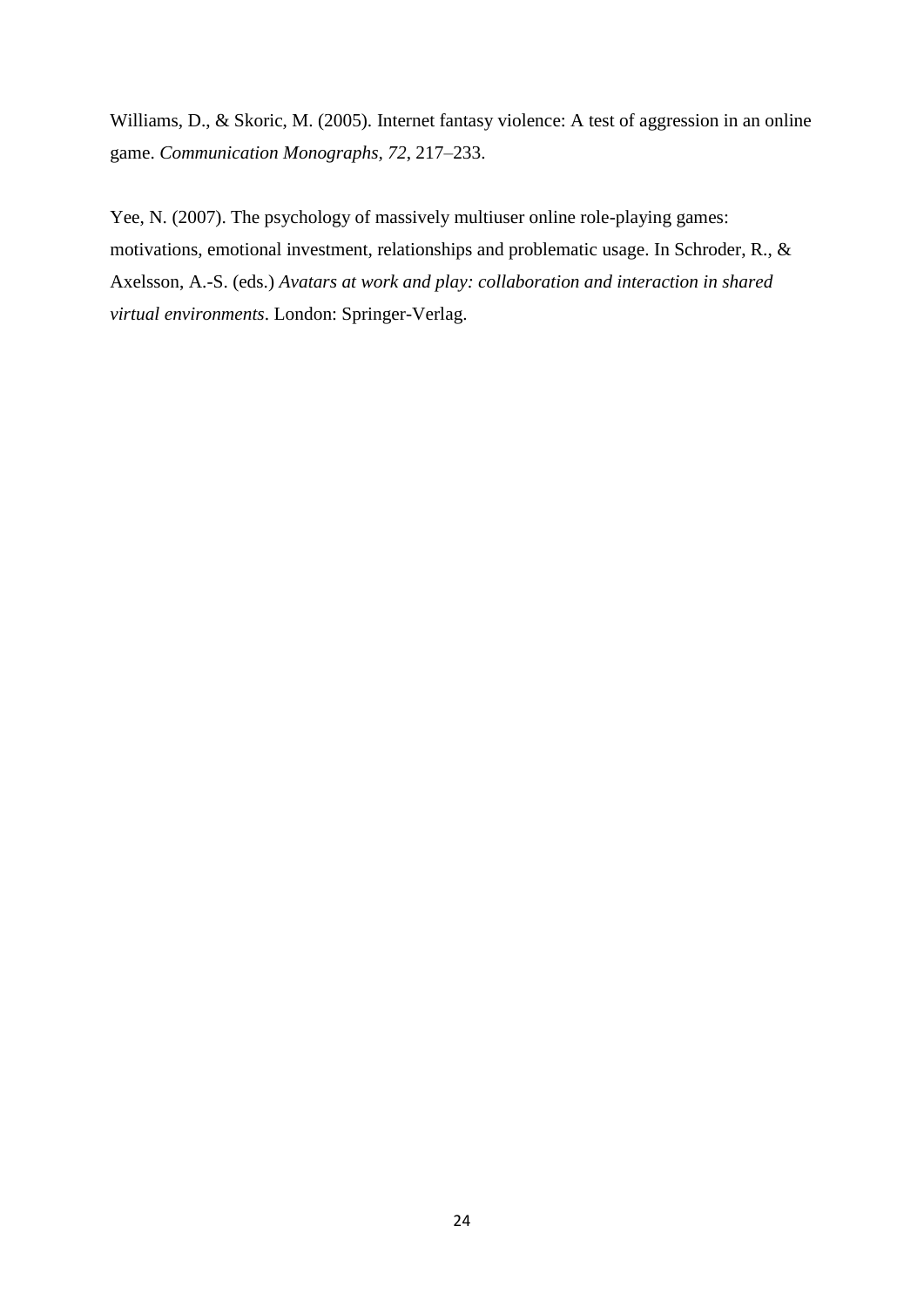Williams, D., & Skoric, M. (2005). Internet fantasy violence: A test of aggression in an online game. *Communication Monographs, 72*, 217–233.

Yee, N. (2007). The psychology of massively multiuser online role-playing games: motivations, emotional investment, relationships and problematic usage. In Schroder, R., & Axelsson, A.-S. (eds.) *Avatars at work and play: collaboration and interaction in shared virtual environments*. London: Springer-Verlag.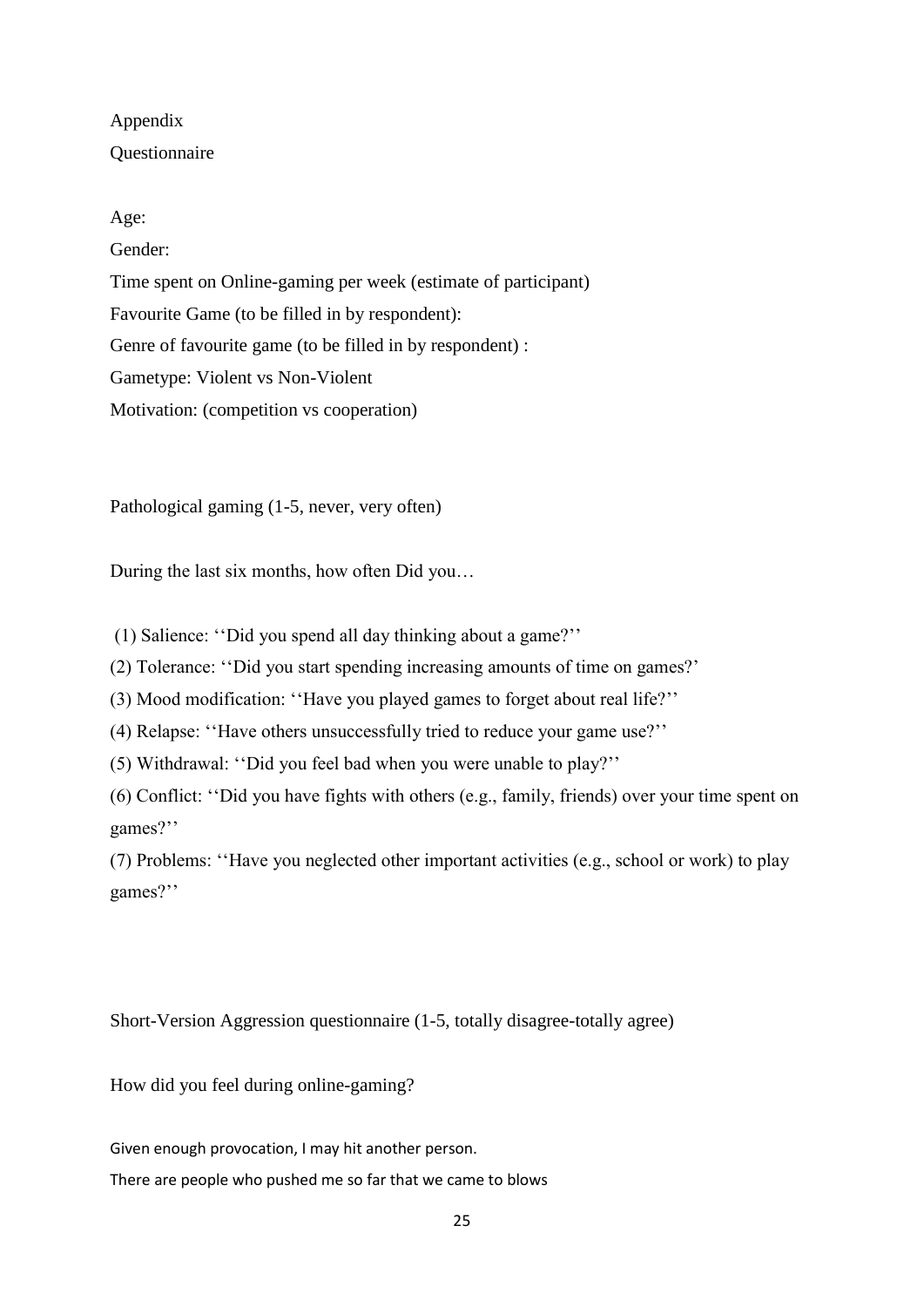Appendix

Questionnaire

Age:

Gender:

Time spent on Online-gaming per week (estimate of participant)

Favourite Game (to be filled in by respondent):

Genre of favourite game (to be filled in by respondent) :

Gametype: Violent vs Non-Violent

Motivation: (competition vs cooperation)

Pathological gaming (1-5, never, very often)

During the last six months, how often Did you…

(1) Salience: ''Did you spend all day thinking about a game?''

(2) Tolerance: ''Did you start spending increasing amounts of time on games?'

(3) Mood modification: ''Have you played games to forget about real life?''

(4) Relapse: ''Have others unsuccessfully tried to reduce your game use?''

(5) Withdrawal: ''Did you feel bad when you were unable to play?''

(6) Conflict: ''Did you have fights with others (e.g., family, friends) over your time spent on games?''

(7) Problems: ''Have you neglected other important activities (e.g., school or work) to play games?''

Short-Version Aggression questionnaire (1-5, totally disagree-totally agree)

How did you feel during online-gaming?

Given enough provocation, I may hit another person.

There are people who pushed me so far that we came to blows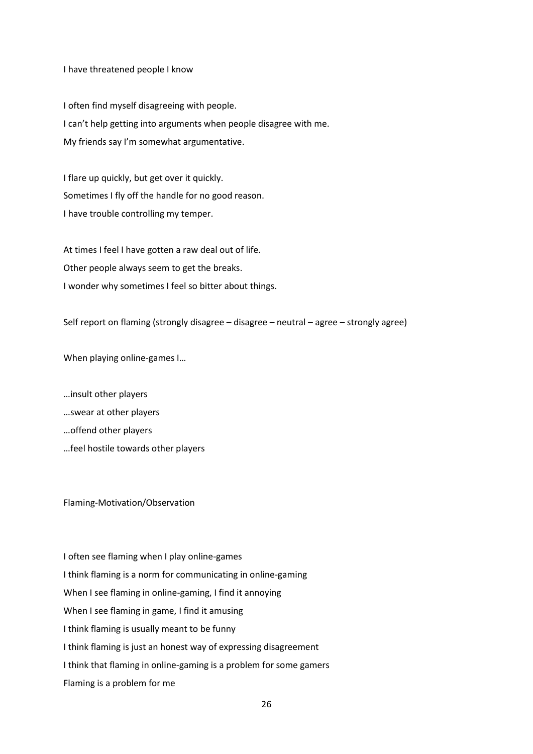I have threatened people I know

I often find myself disagreeing with people.
I can't help getting into arguments when people disagree with me.
My friends say I'm somewhat argumentative.

I flare up quickly, but get over it quickly.
Sometimes I fly off the handle for no good reason.
I have trouble controlling my temper.

At times I feel I have gotten a raw deal out of life.
Other people always seem to get the breaks.
I wonder why sometimes I feel so bitter about things.

Self report on flaming (strongly disagree – disagree – neutral – agree – strongly agree)

When playing online-games I…

…insult other players
…swear at other players
…offend other players
…feel hostile towards other players

Flaming-Motivation/Observation

I often see flaming when I play online-games
I think flaming is a norm for communicating in online-gaming
When I see flaming in online-gaming, I find it annoying
When I see flaming in game, I find it amusing
I think flaming is usually meant to be funny
I think flaming is just an honest way of expressing disagreement
I think that flaming in online-gaming is a problem for some gamers
Flaming is a problem for me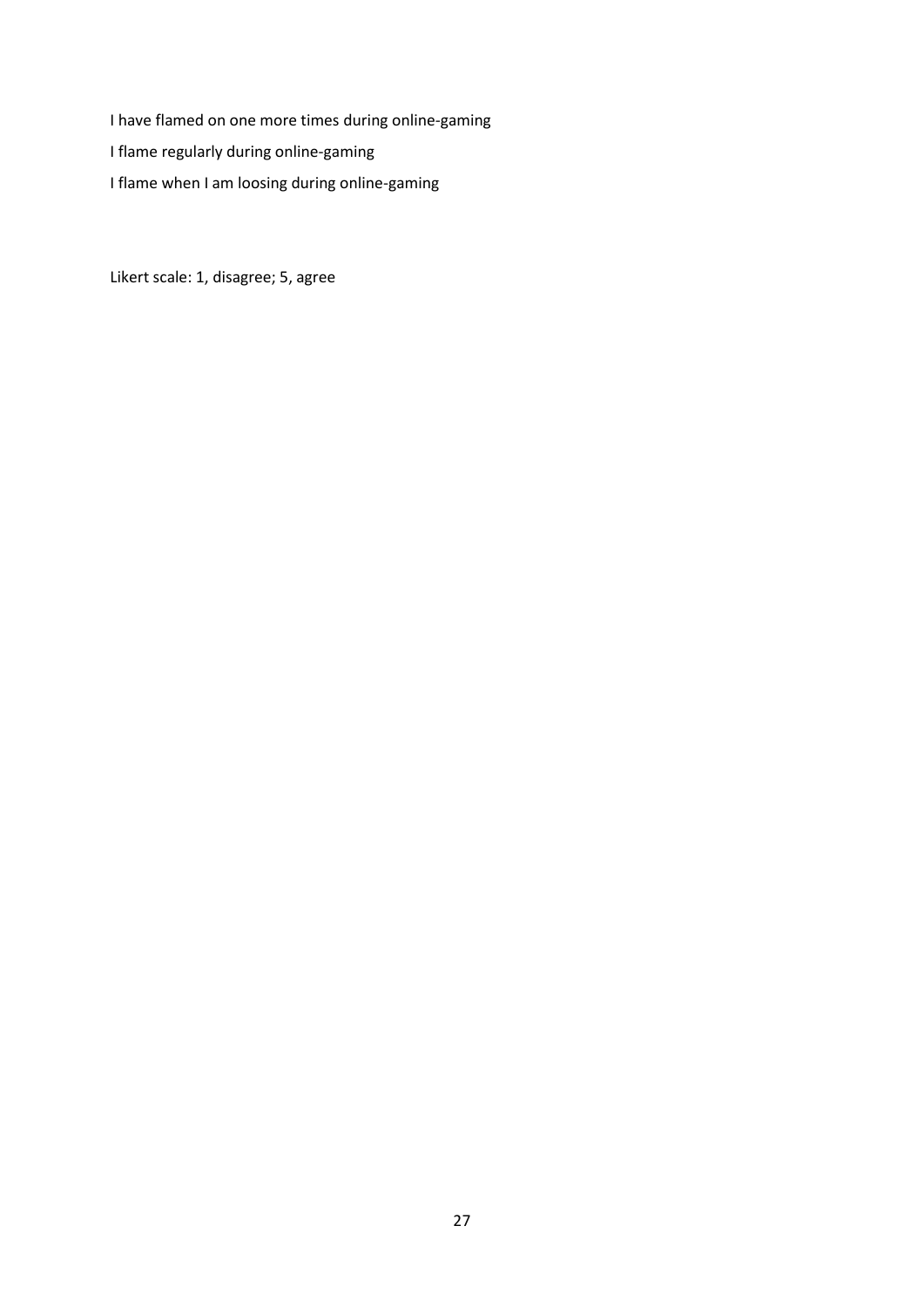I have flamed on one more times during online-gaming

I flame regularly during online-gaming

I flame when I am loosing during online-gaming

Likert scale: 1, disagree; 5, agree